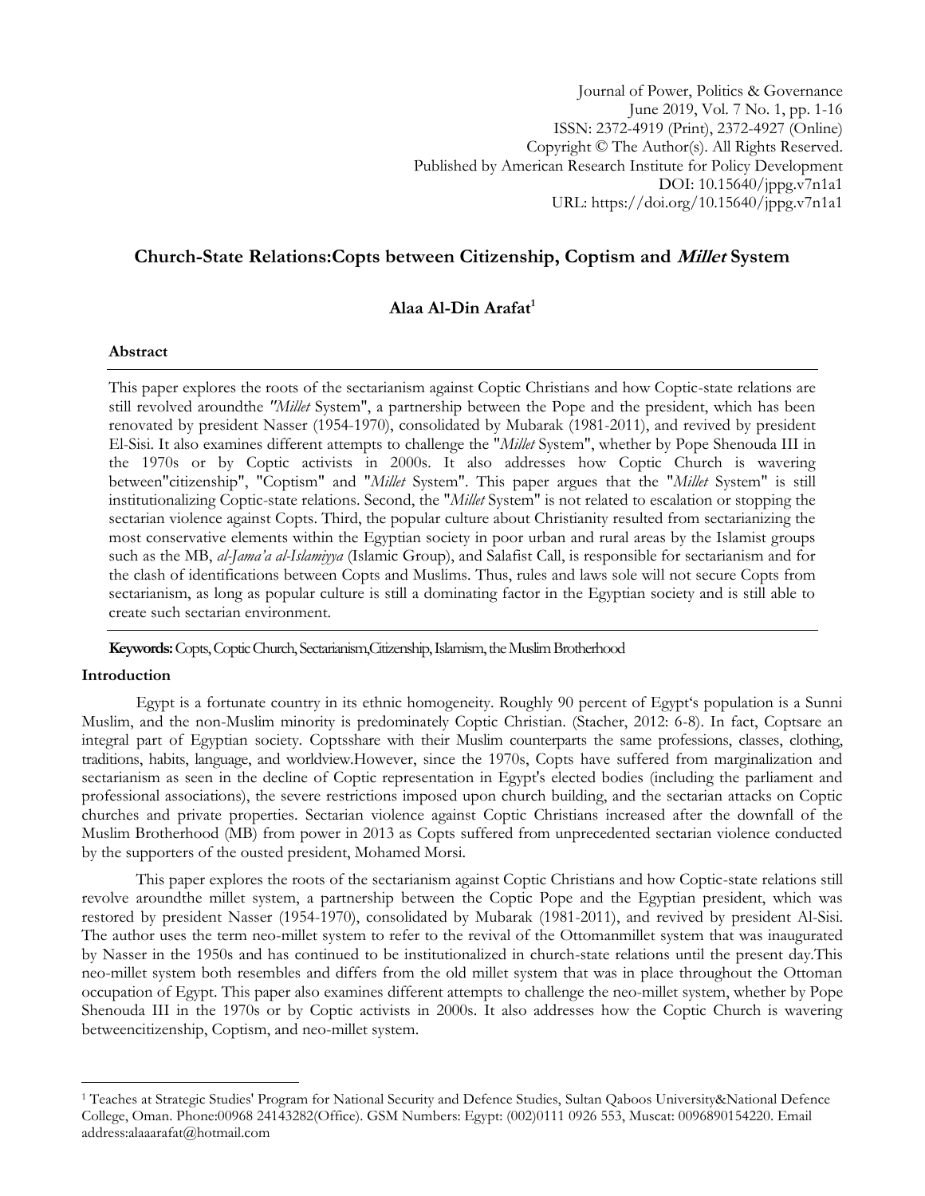Journal of Power, Politics & Governance
June 2019, Vol. 7 No. 1, pp. 1-16
ISSN: 2372-4919 (Print), 2372-4927 (Online)
Copyright © The Author(s). All Rights Reserved.
Published by American Research Institute for Policy Development
DOI: 10.15640/jppg.v7n1a1
URL: https://doi.org/10.15640/jppg.v7n1a1

# Church-State Relations:Copts between Citizenship, Coptism and *Millet* System

**Alaa Al-Din Arafat**[1]

### Abstract

This paper explores the roots of the sectarianism against Coptic Christians and how Coptic-state relations are still revolved aroundthe *"Millet* System", a partnership between the Pope and the president, which has been renovated by president Nasser (1954-1970), consolidated by Mubarak (1981-2011), and revived by president El-Sisi. It also examines different attempts to challenge the "*Millet* System", whether by Pope Shenouda III in the 1970s or by Coptic activists in 2000s. It also addresses how Coptic Church is wavering between"citizenship", "Coptism" and "*Millet* System". This paper argues that the "*Millet* System" is still institutionalizing Coptic-state relations. Second, the "*Millet* System" is not related to escalation or stopping the sectarian violence against Copts. Third, the popular culture about Christianity resulted from sectarianizing the most conservative elements within the Egyptian society in poor urban and rural areas by the Islamist groups such as the MB, *al-Jama'a al-Islamiyya* (Islamic Group), and Salafist Call, is responsible for sectarianism and for the clash of identifications between Copts and Muslims. Thus, rules and laws sole will not secure Copts from sectarianism, as long as popular culture is still a dominating factor in the Egyptian society and is still able to create such sectarian environment.

**Keywords:** Copts, Coptic Church, Sectarianism,Citizenship, Islamism, the Muslim Brotherhood

### Introduction

Egypt is a fortunate country in its ethnic homogeneity. Roughly 90 percent of Egypt's population is a Sunni Muslim, and the non-Muslim minority is predominately Coptic Christian. (Stacher, 2012: 6-8). In fact, Coptsare an integral part of Egyptian society. Coptsshare with their Muslim counterparts the same professions, classes, clothing, traditions, habits, language, and worldview.However, since the 1970s, Copts have suffered from marginalization and sectarianism as seen in the decline of Coptic representation in Egypt's elected bodies (including the parliament and professional associations), the severe restrictions imposed upon church building, and the sectarian attacks on Coptic churches and private properties. Sectarian violence against Coptic Christians increased after the downfall of the Muslim Brotherhood (MB) from power in 2013 as Copts suffered from unprecedented sectarian violence conducted by the supporters of the ousted president, Mohamed Morsi.

This paper explores the roots of the sectarianism against Coptic Christians and how Coptic-state relations still revolve aroundthe millet system, a partnership between the Coptic Pope and the Egyptian president, which was restored by president Nasser (1954-1970), consolidated by Mubarak (1981-2011), and revived by president Al-Sisi. The author uses the term neo-millet system to refer to the revival of the Ottomanmillet system that was inaugurated by Nasser in the 1950s and has continued to be institutionalized in church-state relations until the present day.This neo-millet system both resembles and differs from the old millet system that was in place throughout the Ottoman occupation of Egypt. This paper also examines different attempts to challenge the neo-millet system, whether by Pope Shenouda III in the 1970s or by Coptic activists in 2000s. It also addresses how the Coptic Church is wavering betweencitizenship, Coptism, and neo-millet system.

---

[1] Teaches at Strategic Studies' Program for National Security and Defence Studies, Sultan Qaboos University&National Defence College, Oman. Phone:00968 24143282(Office). GSM Numbers: Egypt: (002)0111 0926 553, Muscat: 0096890154220. Email address:alaaarafat@hotmail.com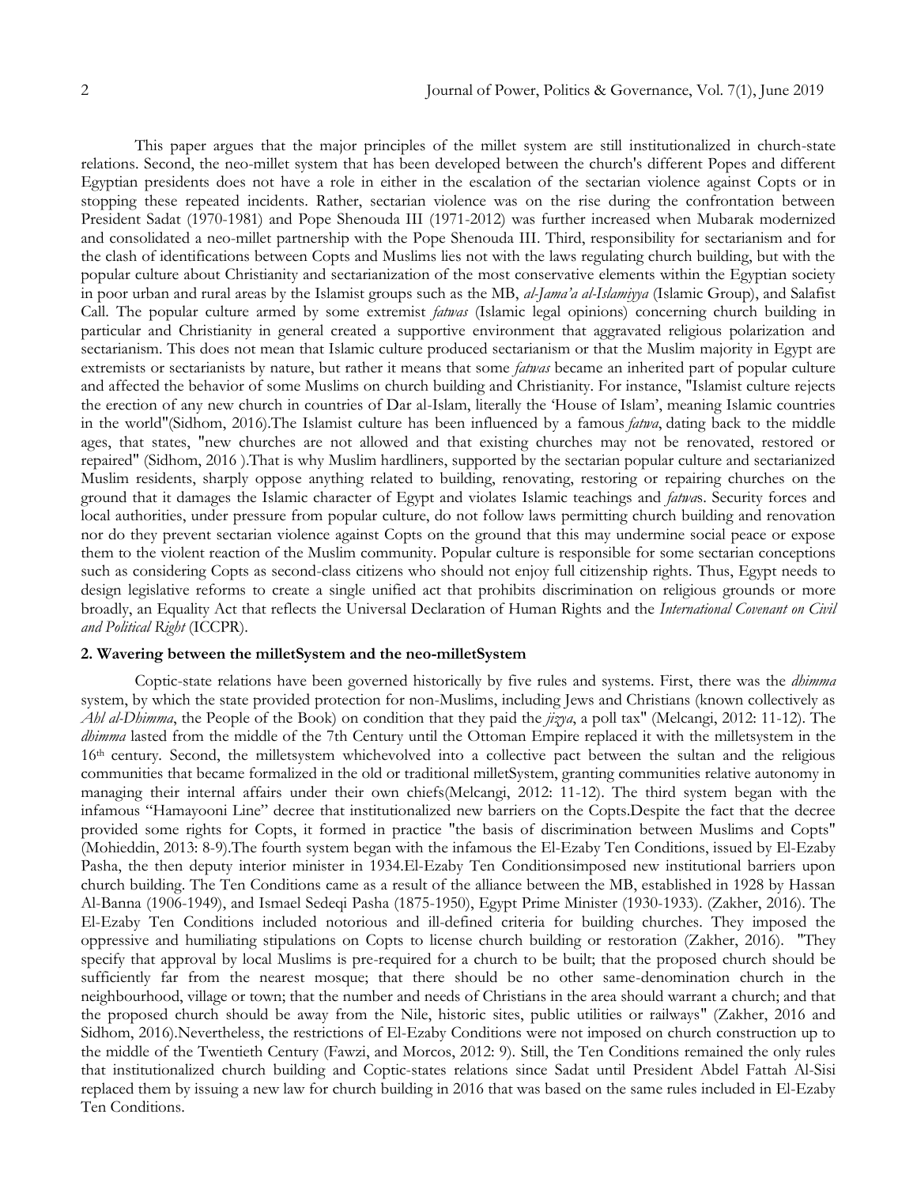This paper argues that the major principles of the millet system are still institutionalized in church-state relations. Second, the neo-millet system that has been developed between the church's different Popes and different Egyptian presidents does not have a role in either in the escalation of the sectarian violence against Copts or in stopping these repeated incidents. Rather, sectarian violence was on the rise during the confrontation between President Sadat (1970-1981) and Pope Shenouda III (1971-2012) was further increased when Mubarak modernized and consolidated a neo-millet partnership with the Pope Shenouda III. Third, responsibility for sectarianism and for the clash of identifications between Copts and Muslims lies not with the laws regulating church building, but with the popular culture about Christianity and sectarianization of the most conservative elements within the Egyptian society in poor urban and rural areas by the Islamist groups such as the MB, *al-Jama'a al-Islamiyya* (Islamic Group), and Salafist Call. The popular culture armed by some extremist *fatwas* (Islamic legal opinions) concerning church building in particular and Christianity in general created a supportive environment that aggravated religious polarization and sectarianism. This does not mean that Islamic culture produced sectarianism or that the Muslim majority in Egypt are extremists or sectarianists by nature, but rather it means that some *fatwas* became an inherited part of popular culture and affected the behavior of some Muslims on church building and Christianity. For instance, "Islamist culture rejects the erection of any new church in countries of Dar al-Islam, literally the 'House of Islam', meaning Islamic countries in the world"(Sidhom, 2016).The Islamist culture has been influenced by a famous *fatwa*, dating back to the middle ages, that states, "new churches are not allowed and that existing churches may not be renovated, restored or repaired" (Sidhom, 2016 ).That is why Muslim hardliners, supported by the sectarian popular culture and sectarianized Muslim residents, sharply oppose anything related to building, renovating, restoring or repairing churches on the ground that it damages the Islamic character of Egypt and violates Islamic teachings and *fatwa*s. Security forces and local authorities, under pressure from popular culture, do not follow laws permitting church building and renovation nor do they prevent sectarian violence against Copts on the ground that this may undermine social peace or expose them to the violent reaction of the Muslim community. Popular culture is responsible for some sectarian conceptions such as considering Copts as second-class citizens who should not enjoy full citizenship rights. Thus, Egypt needs to design legislative reforms to create a single unified act that prohibits discrimination on religious grounds or more broadly, an Equality Act that reflects the Universal Declaration of Human Rights and the *International Covenant on Civil and Political Right* (ICCPR).

## 2. Wavering between the milletSystem and the neo-milletSystem

Coptic-state relations have been governed historically by five rules and systems. First, there was the *dhimma* system, by which the state provided protection for non-Muslims, including Jews and Christians (known collectively as *Ahl al-Dhimma*, the People of the Book) on condition that they paid the *jizya*, a poll tax" (Melcangi, 2012: 11-12). The *dhimma* lasted from the middle of the 7th Century until the Ottoman Empire replaced it with the milletsystem in the 16th century. Second, the milletsystem whichevolved into a collective pact between the sultan and the religious communities that became formalized in the old or traditional milletSystem, granting communities relative autonomy in managing their internal affairs under their own chiefs(Melcangi, 2012: 11-12). The third system began with the infamous "Hamayooni Line" decree that institutionalized new barriers on the Copts.Despite the fact that the decree provided some rights for Copts, it formed in practice "the basis of discrimination between Muslims and Copts" (Mohieddin, 2013: 8-9).The fourth system began with the infamous the El-Ezaby Ten Conditions, issued by El-Ezaby Pasha, the then deputy interior minister in 1934.El-Ezaby Ten Conditionsimposed new institutional barriers upon church building. The Ten Conditions came as a result of the alliance between the MB, established in 1928 by Hassan Al-Banna (1906-1949), and Ismael Sedeqi Pasha (1875-1950), Egypt Prime Minister (1930-1933). (Zakher, 2016). The El-Ezaby Ten Conditions included notorious and ill-defined criteria for building churches. They imposed the oppressive and humiliating stipulations on Copts to license church building or restoration (Zakher, 2016). "They specify that approval by local Muslims is pre-required for a church to be built; that the proposed church should be sufficiently far from the nearest mosque; that there should be no other same-denomination church in the neighbourhood, village or town; that the number and needs of Christians in the area should warrant a church; and that the proposed church should be away from the Nile, historic sites, public utilities or railways" (Zakher, 2016 and Sidhom, 2016).Nevertheless, the restrictions of El-Ezaby Conditions were not imposed on church construction up to the middle of the Twentieth Century (Fawzi, and Morcos, 2012: 9). Still, the Ten Conditions remained the only rules that institutionalized church building and Coptic-states relations since Sadat until President Abdel Fattah Al-Sisi replaced them by issuing a new law for church building in 2016 that was based on the same rules included in El-Ezaby Ten Conditions.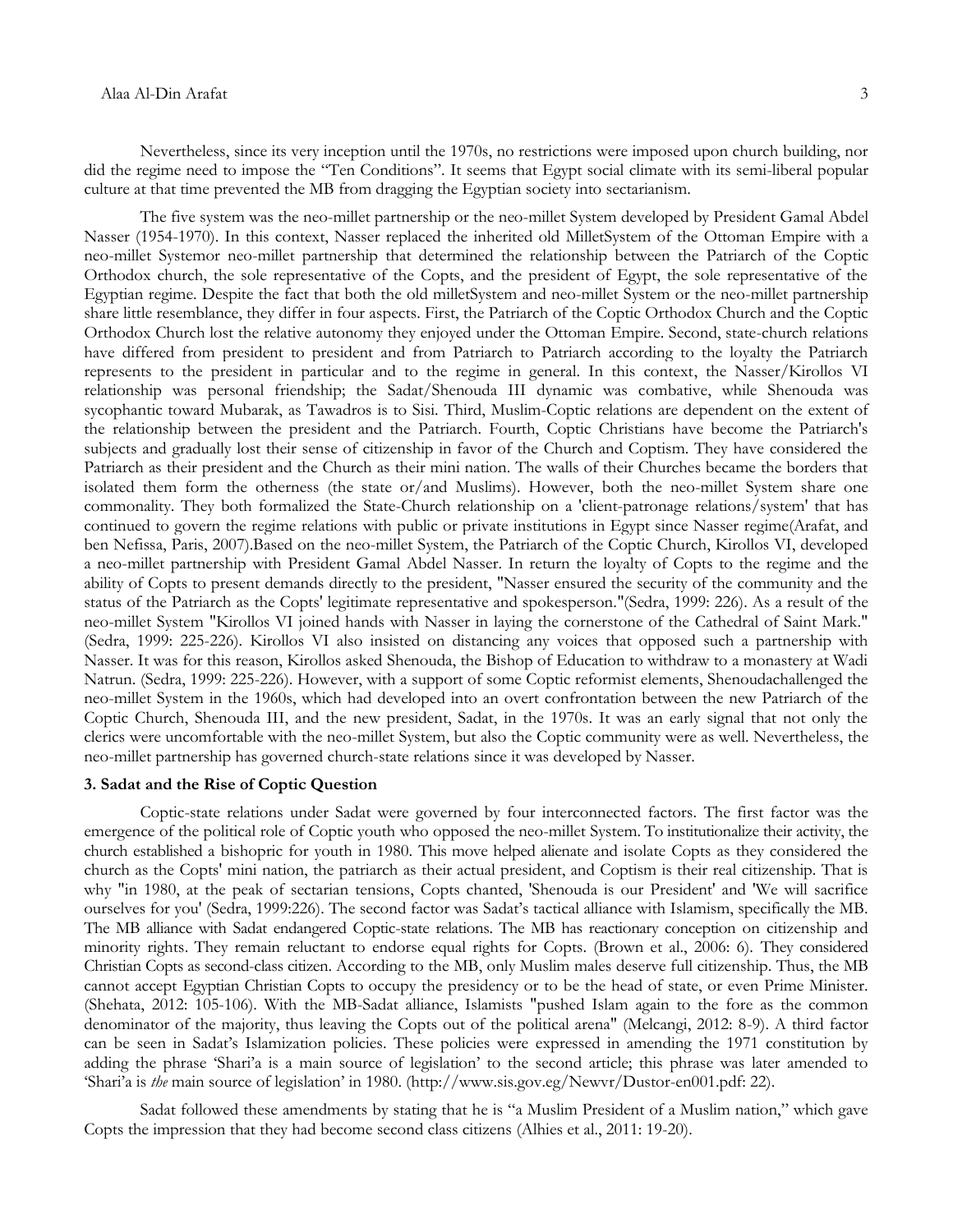Nevertheless, since its very inception until the 1970s, no restrictions were imposed upon church building, nor did the regime need to impose the "Ten Conditions". It seems that Egypt social climate with its semi-liberal popular culture at that time prevented the MB from dragging the Egyptian society into sectarianism.

The five system was the neo-millet partnership or the neo-millet System developed by President Gamal Abdel Nasser (1954-1970). In this context, Nasser replaced the inherited old MilletSystem of the Ottoman Empire with a neo-millet Systemor neo-millet partnership that determined the relationship between the Patriarch of the Coptic Orthodox church, the sole representative of the Copts, and the president of Egypt, the sole representative of the Egyptian regime. Despite the fact that both the old milletSystem and neo-millet System or the neo-millet partnership share little resemblance, they differ in four aspects. First, the Patriarch of the Coptic Orthodox Church and the Coptic Orthodox Church lost the relative autonomy they enjoyed under the Ottoman Empire. Second, state-church relations have differed from president to president and from Patriarch to Patriarch according to the loyalty the Patriarch represents to the president in particular and to the regime in general. In this context, the Nasser/Kirollos VI relationship was personal friendship; the Sadat/Shenouda III dynamic was combative, while Shenouda was sycophantic toward Mubarak, as Tawadros is to Sisi. Third, Muslim-Coptic relations are dependent on the extent of the relationship between the president and the Patriarch. Fourth, Coptic Christians have become the Patriarch's subjects and gradually lost their sense of citizenship in favor of the Church and Coptism. They have considered the Patriarch as their president and the Church as their mini nation. The walls of their Churches became the borders that isolated them form the otherness (the state or/and Muslims). However, both the neo-millet System share one commonality. They both formalized the State-Church relationship on a 'client-patronage relations/system' that has continued to govern the regime relations with public or private institutions in Egypt since Nasser regime(Arafat, and ben Nefissa, Paris, 2007).Based on the neo-millet System, the Patriarch of the Coptic Church, Kirollos VI, developed a neo-millet partnership with President Gamal Abdel Nasser. In return the loyalty of Copts to the regime and the ability of Copts to present demands directly to the president, "Nasser ensured the security of the community and the status of the Patriarch as the Copts' legitimate representative and spokesperson."(Sedra, 1999: 226). As a result of the neo-millet System "Kirollos VI joined hands with Nasser in laying the cornerstone of the Cathedral of Saint Mark." (Sedra, 1999: 225-226). Kirollos VI also insisted on distancing any voices that opposed such a partnership with Nasser. It was for this reason, Kirollos asked Shenouda, the Bishop of Education to withdraw to a monastery at Wadi Natrun. (Sedra, 1999: 225-226). However, with a support of some Coptic reformist elements, Shenoudachallenged the neo-millet System in the 1960s, which had developed into an overt confrontation between the new Patriarch of the Coptic Church, Shenouda III, and the new president, Sadat, in the 1970s. It was an early signal that not only the clerics were uncomfortable with the neo-millet System, but also the Coptic community were as well. Nevertheless, the neo-millet partnership has governed church-state relations since it was developed by Nasser.

### 3. Sadat and the Rise of Coptic Question

Coptic-state relations under Sadat were governed by four interconnected factors. The first factor was the emergence of the political role of Coptic youth who opposed the neo-millet System. To institutionalize their activity, the church established a bishopric for youth in 1980. This move helped alienate and isolate Copts as they considered the church as the Copts' mini nation, the patriarch as their actual president, and Coptism is their real citizenship. That is why "in 1980, at the peak of sectarian tensions, Copts chanted, 'Shenouda is our President' and 'We will sacrifice ourselves for you' (Sedra, 1999:226). The second factor was Sadat's tactical alliance with Islamism, specifically the MB. The MB alliance with Sadat endangered Coptic-state relations. The MB has reactionary conception on citizenship and minority rights. They remain reluctant to endorse equal rights for Copts. (Brown et al., 2006: 6). They considered Christian Copts as second-class citizen. According to the MB, only Muslim males deserve full citizenship. Thus, the MB cannot accept Egyptian Christian Copts to occupy the presidency or to be the head of state, or even Prime Minister. (Shehata, 2012: 105-106). With the MB-Sadat alliance, Islamists "pushed Islam again to the fore as the common denominator of the majority, thus leaving the Copts out of the political arena" (Melcangi, 2012: 8-9). A third factor can be seen in Sadat's Islamization policies. These policies were expressed in amending the 1971 constitution by adding the phrase 'Shari'a is a main source of legislation' to the second article; this phrase was later amended to 'Shari'a is *the* main source of legislation' in 1980. (http://www.sis.gov.eg/Newvr/Dustor-en001.pdf: 22).

Sadat followed these amendments by stating that he is "a Muslim President of a Muslim nation," which gave Copts the impression that they had become second class citizens (Alhies et al., 2011: 19-20).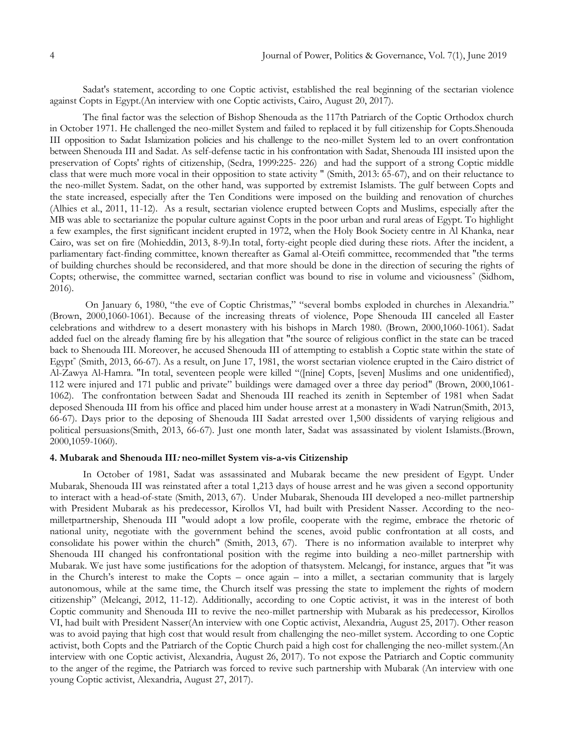Sadat's statement, according to one Coptic activist, established the real beginning of the sectarian violence against Copts in Egypt.(An interview with one Coptic activists, Cairo, August 20, 2017).

The final factor was the selection of Bishop Shenouda as the 117th Patriarch of the Coptic Orthodox church in October 1971. He challenged the neo-millet System and failed to replaced it by full citizenship for Copts.Shenouda III opposition to Sadat Islamization policies and his challenge to the neo-millet System led to an overt confrontation between Shenouda III and Sadat. As self-defense tactic in his confrontation with Sadat, Shenouda III insisted upon the preservation of Copts' rights of citizenship, (Sedra, 1999:225- 226) and had the support of a strong Coptic middle class that were much more vocal in their opposition to state activity " (Smith, 2013: 65-67), and on their reluctance to the neo-millet System. Sadat, on the other hand, was supported by extremist Islamists. The gulf between Copts and the state increased, especially after the Ten Conditions were imposed on the building and renovation of churches (Alhies et al., 2011, 11-12). As a result, sectarian violence erupted between Copts and Muslims, especially after the MB was able to sectarianize the popular culture against Copts in the poor urban and rural areas of Egypt. To highlight a few examples, the first significant incident erupted in 1972, when the Holy Book Society centre in Al Khanka, near Cairo, was set on fire (Mohieddin, 2013, 8-9).In total, forty-eight people died during these riots. After the incident, a parliamentary fact-finding committee, known thereafter as Gamal al-Oteifi committee, recommended that "the terms of building churches should be reconsidered, and that more should be done in the direction of securing the rights of Copts; otherwise, the committee warned, sectarian conflict was bound to rise in volume and viciousness" (Sidhom, 2016).

On January 6, 1980, "the eve of Coptic Christmas," "several bombs exploded in churches in Alexandria." (Brown, 2000,1060-1061). Because of the increasing threats of violence, Pope Shenouda III canceled all Easter celebrations and withdrew to a desert monastery with his bishops in March 1980. (Brown, 2000,1060-1061). Sadat added fuel on the already flaming fire by his allegation that "the source of religious conflict in the state can be traced back to Shenouda III. Moreover, he accused Shenouda III of attempting to establish a Coptic state within the state of Egypt" (Smith, 2013, 66-67). As a result, on June 17, 1981, the worst sectarian violence erupted in the Cairo district of Al-Zawya Al-Hamra. "In total, seventeen people were killed "([nine] Copts, [seven] Muslims and one unidentified), 112 were injured and 171 public and private" buildings were damaged over a three day period" (Brown, 2000,1061-1062). The confrontation between Sadat and Shenouda III reached its zenith in September of 1981 when Sadat deposed Shenouda III from his office and placed him under house arrest at a monastery in Wadi Natrun(Smith, 2013, 66-67). Days prior to the deposing of Shenouda III Sadat arrested over 1,500 dissidents of varying religious and political persuasions(Smith, 2013, 66-67). Just one month later, Sadat was assassinated by violent Islamists.(Brown, 2000,1059-1060).

#### 4. Mubarak and Shenouda III: neo-millet System vis-a-vis Citizenship

In October of 1981, Sadat was assassinated and Mubarak became the new president of Egypt. Under Mubarak, Shenouda III was reinstated after a total 1,213 days of house arrest and he was given a second opportunity to interact with a head-of-state (Smith, 2013, 67). Under Mubarak, Shenouda III developed a neo-millet partnership with President Mubarak as his predecessor, Kirollos VI, had built with President Nasser. According to the neo-milletpartnership, Shenouda III "would adopt a low profile, cooperate with the regime, embrace the rhetoric of national unity, negotiate with the government behind the scenes, avoid public confrontation at all costs, and consolidate his power within the church" (Smith, 2013, 67). There is no information available to interpret why Shenouda III changed his confrontational position with the regime into building a neo-millet partnership with Mubarak. We just have some justifications for the adoption of thatsystem. Melcangi, for instance, argues that "it was in the Church's interest to make the Copts – once again – into a millet, a sectarian community that is largely autonomous, while at the same time, the Church itself was pressing the state to implement the rights of modern citizenship" (Melcangi, 2012, 11-12). Additionally, according to one Coptic activist, it was in the interest of both Coptic community and Shenouda III to revive the neo-millet partnership with Mubarak as his predecessor, Kirollos VI, had built with President Nasser(An interview with one Coptic activist, Alexandria, August 25, 2017). Other reason was to avoid paying that high cost that would result from challenging the neo-millet system. According to one Coptic activist, both Copts and the Patriarch of the Coptic Church paid a high cost for challenging the neo-millet system.(An interview with one Coptic activist, Alexandria, August 26, 2017). To not expose the Patriarch and Coptic community to the anger of the regime, the Patriarch was forced to revive such partnership with Mubarak (An interview with one young Coptic activist, Alexandria, August 27, 2017).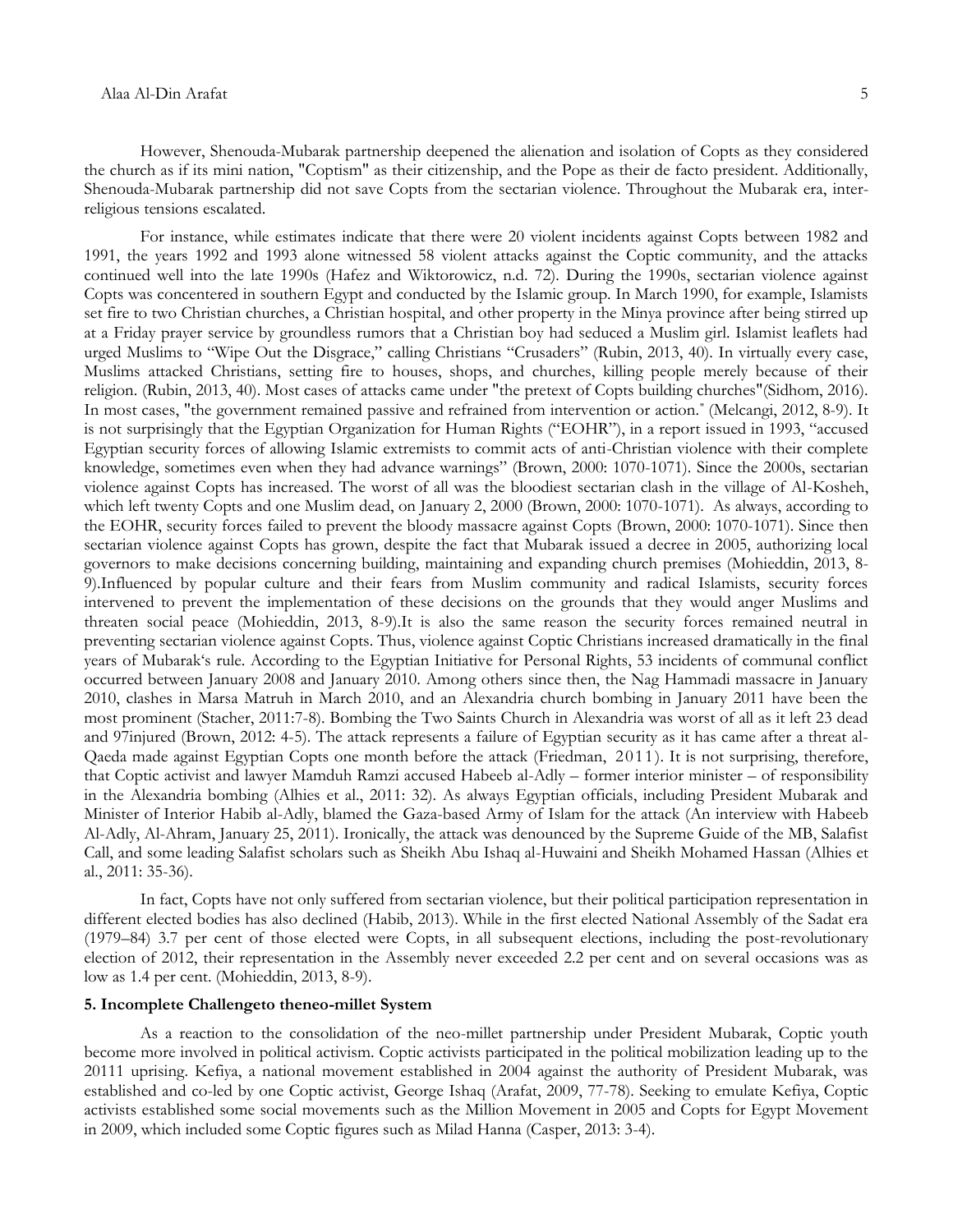However, Shenouda-Mubarak partnership deepened the alienation and isolation of Copts as they considered the church as if its mini nation, "Coptism" as their citizenship, and the Pope as their de facto president. Additionally, Shenouda-Mubarak partnership did not save Copts from the sectarian violence. Throughout the Mubarak era, inter-religious tensions escalated.

For instance, while estimates indicate that there were 20 violent incidents against Copts between 1982 and 1991, the years 1992 and 1993 alone witnessed 58 violent attacks against the Coptic community, and the attacks continued well into the late 1990s (Hafez and Wiktorowicz, n.d. 72). During the 1990s, sectarian violence against Copts was concentered in southern Egypt and conducted by the Islamic group. In March 1990, for example, Islamists set fire to two Christian churches, a Christian hospital, and other property in the Minya province after being stirred up at a Friday prayer service by groundless rumors that a Christian boy had seduced a Muslim girl. Islamist leaflets had urged Muslims to "Wipe Out the Disgrace," calling Christians "Crusaders" (Rubin, 2013, 40). In virtually every case, Muslims attacked Christians, setting fire to houses, shops, and churches, killing people merely because of their religion. (Rubin, 2013, 40). Most cases of attacks came under "the pretext of Copts building churches"(Sidhom, 2016). In most cases, "the government remained passive and refrained from intervention or action." (Melcangi, 2012, 8-9). It is not surprisingly that the Egyptian Organization for Human Rights ("EOHR"), in a report issued in 1993, "accused Egyptian security forces of allowing Islamic extremists to commit acts of anti-Christian violence with their complete knowledge, sometimes even when they had advance warnings" (Brown, 2000: 1070-1071). Since the 2000s, sectarian violence against Copts has increased. The worst of all was the bloodiest sectarian clash in the village of Al-Kosheh, which left twenty Copts and one Muslim dead, on January 2, 2000 (Brown, 2000: 1070-1071). As always, according to the EOHR, security forces failed to prevent the bloody massacre against Copts (Brown, 2000: 1070-1071). Since then sectarian violence against Copts has grown, despite the fact that Mubarak issued a decree in 2005, authorizing local governors to make decisions concerning building, maintaining and expanding church premises (Mohieddin, 2013, 8-9).Influenced by popular culture and their fears from Muslim community and radical Islamists, security forces intervened to prevent the implementation of these decisions on the grounds that they would anger Muslims and threaten social peace (Mohieddin, 2013, 8-9).It is also the same reason the security forces remained neutral in preventing sectarian violence against Copts. Thus, violence against Coptic Christians increased dramatically in the final years of Mubarak's rule. According to the Egyptian Initiative for Personal Rights, 53 incidents of communal conflict occurred between January 2008 and January 2010. Among others since then, the Nag Hammadi massacre in January 2010, clashes in Marsa Matruh in March 2010, and an Alexandria church bombing in January 2011 have been the most prominent (Stacher, 2011:7-8). Bombing the Two Saints Church in Alexandria was worst of all as it left 23 dead and 97injured (Brown, 2012: 4-5). The attack represents a failure of Egyptian security as it has came after a threat al-Qaeda made against Egyptian Copts one month before the attack (Friedman, 2011). It is not surprising, therefore, that Coptic activist and lawyer Mamduh Ramzi accused Habeeb al-Adly – former interior minister – of responsibility in the Alexandria bombing (Alhies et al., 2011: 32). As always Egyptian officials, including President Mubarak and Minister of Interior Habib al-Adly, blamed the Gaza-based Army of Islam for the attack (An interview with Habeeb Al-Adly, Al-Ahram, January 25, 2011). Ironically, the attack was denounced by the Supreme Guide of the MB, Salafist Call, and some leading Salafist scholars such as Sheikh Abu Ishaq al-Huwaini and Sheikh Mohamed Hassan (Alhies et al., 2011: 35-36).

In fact, Copts have not only suffered from sectarian violence, but their political participation representation in different elected bodies has also declined (Habib, 2013). While in the first elected National Assembly of the Sadat era (1979–84) 3.7 per cent of those elected were Copts, in all subsequent elections, including the post-revolutionary election of 2012, their representation in the Assembly never exceeded 2.2 per cent and on several occasions was as low as 1.4 per cent. (Mohieddin, 2013, 8-9).

### 5. Incomplete Challengeto theneo-millet System

As a reaction to the consolidation of the neo-millet partnership under President Mubarak, Coptic youth become more involved in political activism. Coptic activists participated in the political mobilization leading up to the 20111 uprising. Kefiya, a national movement established in 2004 against the authority of President Mubarak, was established and co-led by one Coptic activist, George Ishaq (Arafat, 2009, 77-78). Seeking to emulate Kefiya, Coptic activists established some social movements such as the Million Movement in 2005 and Copts for Egypt Movement in 2009, which included some Coptic figures such as Milad Hanna (Casper, 2013: 3-4).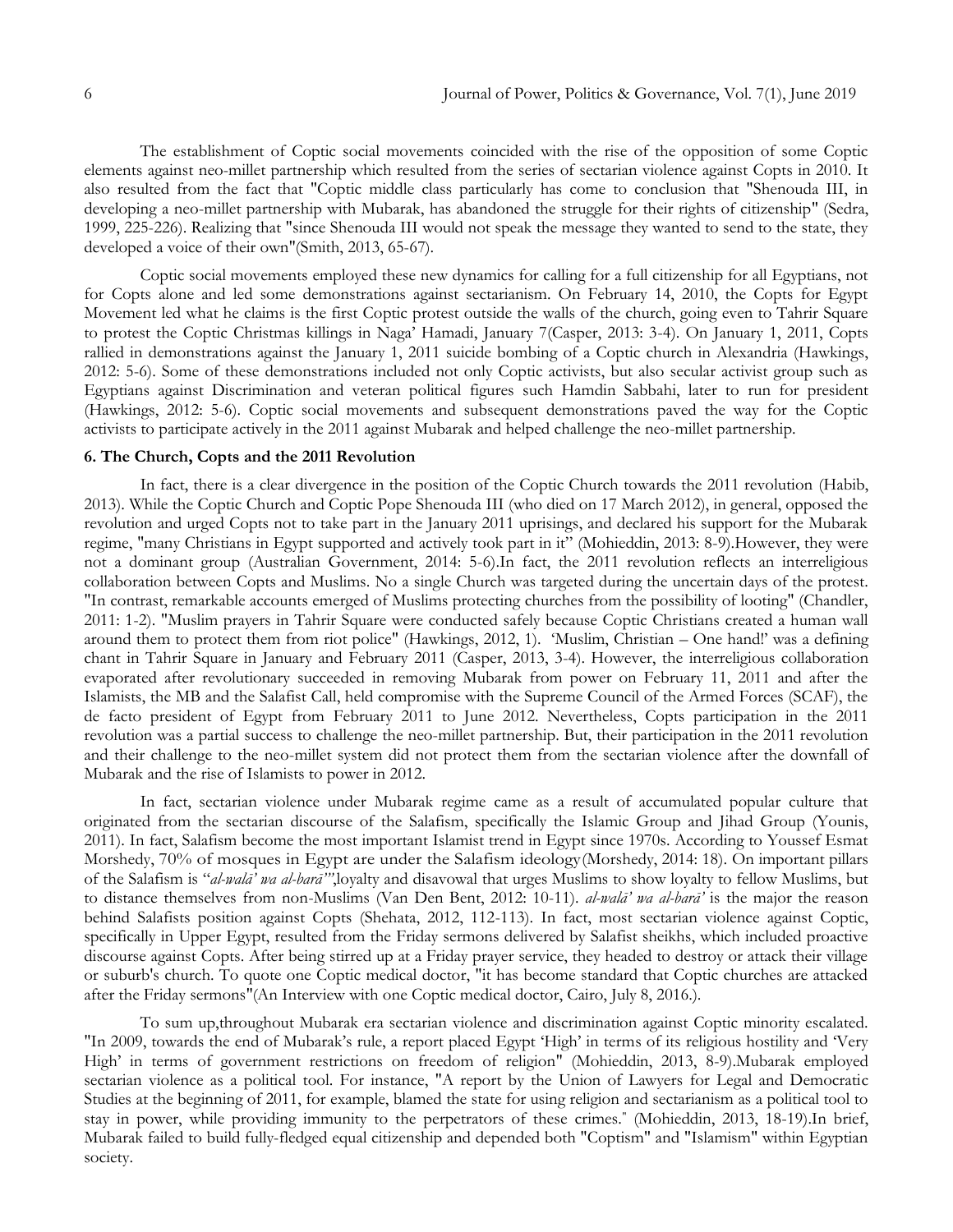The establishment of Coptic social movements coincided with the rise of the opposition of some Coptic elements against neo-millet partnership which resulted from the series of sectarian violence against Copts in 2010. It also resulted from the fact that "Coptic middle class particularly has come to conclusion that "Shenouda III, in developing a neo-millet partnership with Mubarak, has abandoned the struggle for their rights of citizenship" (Sedra, 1999, 225-226). Realizing that "since Shenouda III would not speak the message they wanted to send to the state, they developed a voice of their own"(Smith, 2013, 65-67).

Coptic social movements employed these new dynamics for calling for a full citizenship for all Egyptians, not for Copts alone and led some demonstrations against sectarianism. On February 14, 2010, the Copts for Egypt Movement led what he claims is the first Coptic protest outside the walls of the church, going even to Tahrir Square to protest the Coptic Christmas killings in Naga' Hamadi, January 7(Casper, 2013: 3-4). On January 1, 2011, Copts rallied in demonstrations against the January 1, 2011 suicide bombing of a Coptic church in Alexandria (Hawkings, 2012: 5-6). Some of these demonstrations included not only Coptic activists, but also secular activist group such as Egyptians against Discrimination and veteran political figures such Hamdin Sabbahi, later to run for president (Hawkings, 2012: 5-6). Coptic social movements and subsequent demonstrations paved the way for the Coptic activists to participate actively in the 2011 against Mubarak and helped challenge the neo-millet partnership.

**6. The Church, Copts and the 2011 Revolution**

In fact, there is a clear divergence in the position of the Coptic Church towards the 2011 revolution (Habib, 2013). While the Coptic Church and Coptic Pope Shenouda III (who died on 17 March 2012), in general, opposed the revolution and urged Copts not to take part in the January 2011 uprisings, and declared his support for the Mubarak regime, "many Christians in Egypt supported and actively took part in it'' (Mohieddin, 2013: 8-9).However, they were not a dominant group (Australian Government, 2014: 5-6).In fact, the 2011 revolution reflects an interreligious collaboration between Copts and Muslims. No a single Church was targeted during the uncertain days of the protest. "In contrast, remarkable accounts emerged of Muslims protecting churches from the possibility of looting" (Chandler, 2011: 1-2). "Muslim prayers in Tahrir Square were conducted safely because Coptic Christians created a human wall around them to protect them from riot police" (Hawkings, 2012, 1). 'Muslim, Christian – One hand!' was a defining chant in Tahrir Square in January and February 2011 (Casper, 2013, 3-4). However, the interreligious collaboration evaporated after revolutionary succeeded in removing Mubarak from power on February 11, 2011 and after the Islamists, the MB and the Salafist Call, held compromise with the Supreme Council of the Armed Forces (SCAF), the de facto president of Egypt from February 2011 to June 2012. Nevertheless, Copts participation in the 2011 revolution was a partial success to challenge the neo-millet partnership. But, their participation in the 2011 revolution and their challenge to the neo-millet system did not protect them from the sectarian violence after the downfall of Mubarak and the rise of Islamists to power in 2012.

In fact, sectarian violence under Mubarak regime came as a result of accumulated popular culture that originated from the sectarian discourse of the Salafism, specifically the Islamic Group and Jihad Group (Younis, 2011). In fact, Salafism become the most important Islamist trend in Egypt since 1970s. According to Youssef Esmat Morshedy, 70% of mosques in Egypt are under the Salafism ideology(Morshedy, 2014: 18). On important pillars of the Salafism is "*al-walā' wa al-barā'*",loyalty and disavowal that urges Muslims to show loyalty to fellow Muslims, but to distance themselves from non-Muslims (Van Den Bent, 2012: 10-11). *al-walā' wa al-barā'* is the major the reason behind Salafists position against Copts (Shehata, 2012, 112-113). In fact, most sectarian violence against Coptic, specifically in Upper Egypt, resulted from the Friday sermons delivered by Salafist sheikhs, which included proactive discourse against Copts. After being stirred up at a Friday prayer service, they headed to destroy or attack their village or suburb's church. To quote one Coptic medical doctor, "it has become standard that Coptic churches are attacked after the Friday sermons"(An Interview with one Coptic medical doctor, Cairo, July 8, 2016.).

To sum up,throughout Mubarak era sectarian violence and discrimination against Coptic minority escalated. "In 2009, towards the end of Mubarak's rule, a report placed Egypt 'High' in terms of its religious hostility and 'Very High' in terms of government restrictions on freedom of religion" (Mohieddin, 2013, 8-9).Mubarak employed sectarian violence as a political tool. For instance, "A report by the Union of Lawyers for Legal and Democratic Studies at the beginning of 2011, for example, blamed the state for using religion and sectarianism as a political tool to stay in power, while providing immunity to the perpetrators of these crimes." (Mohieddin, 2013, 18-19).In brief, Mubarak failed to build fully-fledged equal citizenship and depended both "Coptism" and "Islamism" within Egyptian society.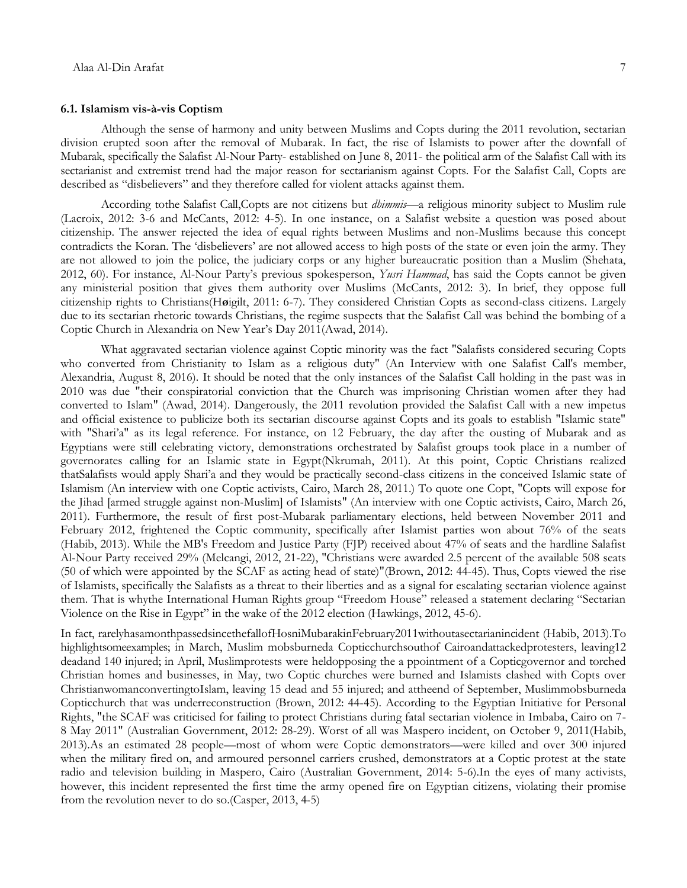### 6.1. Islamism vis-à-vis Coptism

Although the sense of harmony and unity between Muslims and Copts during the 2011 revolution, sectarian division erupted soon after the removal of Mubarak. In fact, the rise of Islamists to power after the downfall of Mubarak, specifically the Salafist Al-Nour Party- established on June 8, 2011- the political arm of the Salafist Call with its sectarianist and extremist trend had the major reason for sectarianism against Copts. For the Salafist Call, Copts are described as "disbelievers" and they therefore called for violent attacks against them.

According tothe Salafist Call,Copts are not citizens but *dhimmis*—a religious minority subject to Muslim rule (Lacroix, 2012: 3-6 and McCants, 2012: 4-5). In one instance, on a Salafist website a question was posed about citizenship. The answer rejected the idea of equal rights between Muslims and non-Muslims because this concept contradicts the Koran. The 'disbelievers' are not allowed access to high posts of the state or even join the army. They are not allowed to join the police, the judiciary corps or any higher bureaucratic position than a Muslim (Shehata, 2012, 60). For instance, Al-Nour Party's previous spokesperson, *Yusri Hammad*, has said the Copts cannot be given any ministerial position that gives them authority over Muslims (McCants, 2012: 3). In brief, they oppose full citizenship rights to Christians(Høigilt, 2011: 6-7). They considered Christian Copts as second-class citizens. Largely due to its sectarian rhetoric towards Christians, the regime suspects that the Salafist Call was behind the bombing of a Coptic Church in Alexandria on New Year's Day 2011(Awad, 2014).

What aggravated sectarian violence against Coptic minority was the fact "Salafists considered securing Copts who converted from Christianity to Islam as a religious duty" (An Interview with one Salafist Call's member, Alexandria, August 8, 2016). It should be noted that the only instances of the Salafist Call holding in the past was in 2010 was due "their conspiratorial conviction that the Church was imprisoning Christian women after they had converted to Islam" (Awad, 2014). Dangerously, the 2011 revolution provided the Salafist Call with a new impetus and official existence to publicize both its sectarian discourse against Copts and its goals to establish "Islamic state" with "Shari'a" as its legal reference. For instance, on 12 February, the day after the ousting of Mubarak and as Egyptians were still celebrating victory, demonstrations orchestrated by Salafist groups took place in a number of governorates calling for an Islamic state in Egypt(Nkrumah, 2011). At this point, Coptic Christians realized thatSalafists would apply Shari'a and they would be practically second-class citizens in the conceived Islamic state of Islamism (An interview with one Coptic activists, Cairo, March 28, 2011.) To quote one Copt, "Copts will expose for the Jihad [armed struggle against non-Muslim] of Islamists" (An interview with one Coptic activists, Cairo, March 26, 2011). Furthermore, the result of first post-Mubarak parliamentary elections, held between November 2011 and February 2012, frightened the Coptic community, specifically after Islamist parties won about 76% of the seats (Habib, 2013). While the MB's Freedom and Justice Party (FJP) received about 47% of seats and the hardline Salafist Al-Nour Party received 29% (Melcangi, 2012, 21-22), "Christians were awarded 2.5 percent of the available 508 seats (50 of which were appointed by the SCAF as acting head of state)"(Brown, 2012: 44-45). Thus, Copts viewed the rise of Islamists, specifically the Salafists as a threat to their liberties and as a signal for escalating sectarian violence against them. That is whythe International Human Rights group "Freedom House" released a statement declaring "Sectarian Violence on the Rise in Egypt" in the wake of the 2012 election (Hawkings, 2012, 45-6).

In fact, rarelyhasamonthpassedsincethefallofHosniMubarakinFebruary2011withoutasectarianincident (Habib, 2013).To highlightsomeexamples; in March, Muslim mobsburneda Copticchurchsouthof Cairoandattackedprotesters, leaving12 deadand 140 injured; in April, Muslimprotests were heldopposing the a ppointment of a Copticgovernor and torched Christian homes and businesses, in May, two Coptic churches were burned and Islamists clashed with Copts over ChristianwomanconvertingtoIslam, leaving 15 dead and 55 injured; and attheend of September, Muslimmobsburneda Copticchurch that was underreconstruction (Brown, 2012: 44-45). According to the Egyptian Initiative for Personal Rights, "the SCAF was criticised for failing to protect Christians during fatal sectarian violence in Imbaba, Cairo on 7-8 May 2011" (Australian Government, 2012: 28-29). Worst of all was Maspero incident, on October 9, 2011(Habib, 2013).As an estimated 28 people—most of whom were Coptic demonstrators—were killed and over 300 injured when the military fired on, and armoured personnel carriers crushed, demonstrators at a Coptic protest at the state radio and television building in Maspero, Cairo (Australian Government, 2014: 5-6).In the eyes of many activists, however, this incident represented the first time the army opened fire on Egyptian citizens, violating their promise from the revolution never to do so.(Casper, 2013, 4-5)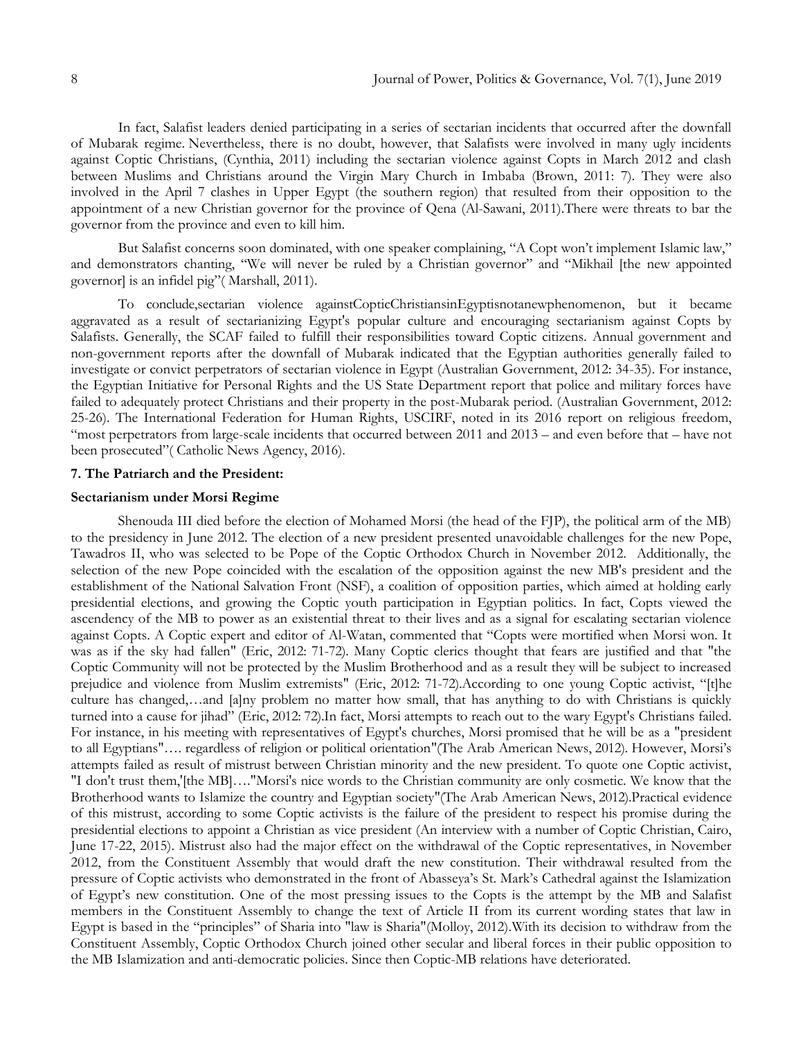In fact, Salafist leaders denied participating in a series of sectarian incidents that occurred after the downfall of Mubarak regime. Nevertheless, there is no doubt, however, that Salafists were involved in many ugly incidents against Coptic Christians, (Cynthia, 2011) including the sectarian violence against Copts in March 2012 and clash between Muslims and Christians around the Virgin Mary Church in Imbaba (Brown, 2011: 7). They were also involved in the April 7 clashes in Upper Egypt (the southern region) that resulted from their opposition to the appointment of a new Christian governor for the province of Qena (Al-Sawani, 2011).There were threats to bar the governor from the province and even to kill him.

But Salafist concerns soon dominated, with one speaker complaining, "A Copt won't implement Islamic law," and demonstrators chanting, "We will never be ruled by a Christian governor" and "Mikhail [the new appointed governor] is an infidel pig"( Marshall, 2011).

To conclude,sectarian violence againstCopticChristiansinEgyptisnotanewphenomenon, but it became aggravated as a result of sectarianizing Egypt's popular culture and encouraging sectarianism against Copts by Salafists. Generally, the SCAF failed to fulfill their responsibilities toward Coptic citizens. Annual government and non-government reports after the downfall of Mubarak indicated that the Egyptian authorities generally failed to investigate or convict perpetrators of sectarian violence in Egypt (Australian Government, 2012: 34-35). For instance, the Egyptian Initiative for Personal Rights and the US State Department report that police and military forces have failed to adequately protect Christians and their property in the post-Mubarak period. (Australian Government, 2012: 25-26). The International Federation for Human Rights, USCIRF, noted in its 2016 report on religious freedom, "most perpetrators from large-scale incidents that occurred between 2011 and 2013 – and even before that – have not been prosecuted"( Catholic News Agency, 2016).

### 7. The Patriarch and the President:

### Sectarianism under Morsi Regime

Shenouda III died before the election of Mohamed Morsi (the head of the FJP), the political arm of the MB) to the presidency in June 2012. The election of a new president presented unavoidable challenges for the new Pope, Tawadros II, who was selected to be Pope of the Coptic Orthodox Church in November 2012. Additionally, the selection of the new Pope coincided with the escalation of the opposition against the new MB's president and the establishment of the National Salvation Front (NSF), a coalition of opposition parties, which aimed at holding early presidential elections, and growing the Coptic youth participation in Egyptian politics. In fact, Copts viewed the ascendency of the MB to power as an existential threat to their lives and as a signal for escalating sectarian violence against Copts. A Coptic expert and editor of Al-Watan, commented that "Copts were mortified when Morsi won. It was as if the sky had fallen" (Eric, 2012: 71-72). Many Coptic clerics thought that fears are justified and that "the Coptic Community will not be protected by the Muslim Brotherhood and as a result they will be subject to increased prejudice and violence from Muslim extremists" (Eric, 2012: 71-72).According to one young Coptic activist, "[t]he culture has changed,…and [a]ny problem no matter how small, that has anything to do with Christians is quickly turned into a cause for jihad" (Eric, 2012: 72).In fact, Morsi attempts to reach out to the wary Egypt's Christians failed. For instance, in his meeting with representatives of Egypt's churches, Morsi promised that he will be as a "president to all Egyptians"…. regardless of religion or political orientation"(The Arab American News, 2012). However, Morsi's attempts failed as result of mistrust between Christian minority and the new president. To quote one Coptic activist, "I don't trust them,'[the MB]…."Morsi's nice words to the Christian community are only cosmetic. We know that the Brotherhood wants to Islamize the country and Egyptian society"(The Arab American News, 2012).Practical evidence of this mistrust, according to some Coptic activists is the failure of the president to respect his promise during the presidential elections to appoint a Christian as vice president (An interview with a number of Coptic Christian, Cairo, June 17-22, 2015). Mistrust also had the major effect on the withdrawal of the Coptic representatives, in November 2012, from the Constituent Assembly that would draft the new constitution. Their withdrawal resulted from the pressure of Coptic activists who demonstrated in the front of Abasseya's St. Mark's Cathedral against the Islamization of Egypt's new constitution. One of the most pressing issues to the Copts is the attempt by the MB and Salafist members in the Constituent Assembly to change the text of Article II from its current wording states that law in Egypt is based in the "principles" of Sharia into "law is Sharia"(Molloy, 2012).With its decision to withdraw from the Constituent Assembly, Coptic Orthodox Church joined other secular and liberal forces in their public opposition to the MB Islamization and anti-democratic policies. Since then Coptic-MB relations have deteriorated.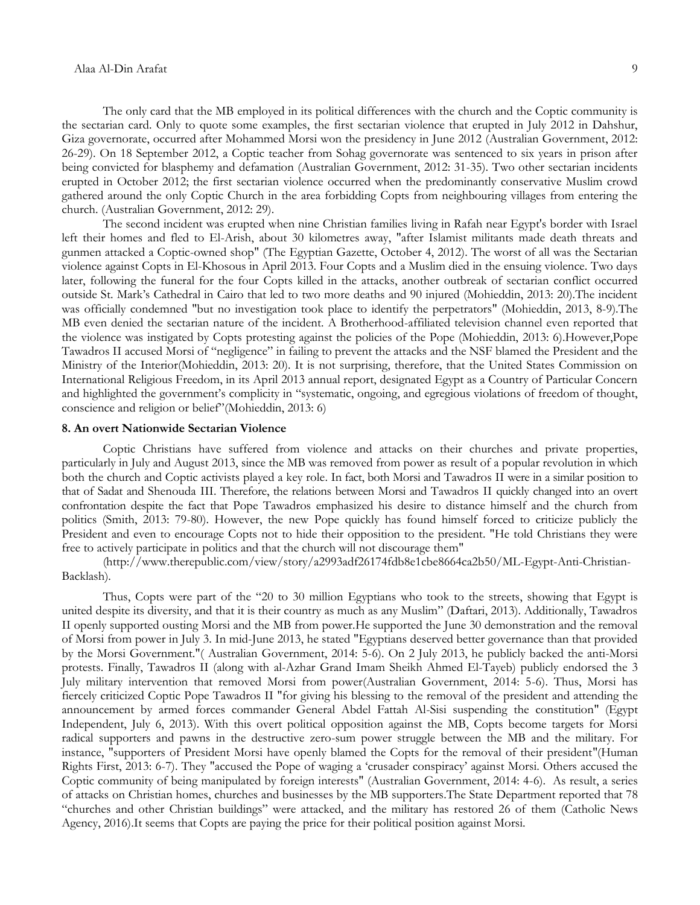The only card that the MB employed in its political differences with the church and the Coptic community is the sectarian card. Only to quote some examples, the first sectarian violence that erupted in July 2012 in Dahshur, Giza governorate, occurred after Mohammed Morsi won the presidency in June 2012 (Australian Government, 2012: 26-29). On 18 September 2012, a Coptic teacher from Sohag governorate was sentenced to six years in prison after being convicted for blasphemy and defamation (Australian Government, 2012: 31-35). Two other sectarian incidents erupted in October 2012; the first sectarian violence occurred when the predominantly conservative Muslim crowd gathered around the only Coptic Church in the area forbidding Copts from neighbouring villages from entering the church. (Australian Government, 2012: 29).

The second incident was erupted when nine Christian families living in Rafah near Egypt's border with Israel left their homes and fled to El-Arish, about 30 kilometres away, "after Islamist militants made death threats and gunmen attacked a Coptic-owned shop" (The Egyptian Gazette, October 4, 2012). The worst of all was the Sectarian violence against Copts in El-Khosous in April 2013. Four Copts and a Muslim died in the ensuing violence. Two days later, following the funeral for the four Copts killed in the attacks, another outbreak of sectarian conflict occurred outside St. Mark's Cathedral in Cairo that led to two more deaths and 90 injured (Mohieddin, 2013: 20).The incident was officially condemned "but no investigation took place to identify the perpetrators" (Mohieddin, 2013, 8-9).The MB even denied the sectarian nature of the incident. A Brotherhood-affiliated television channel even reported that the violence was instigated by Copts protesting against the policies of the Pope (Mohieddin, 2013: 6).However,Pope Tawadros II accused Morsi of "negligence" in failing to prevent the attacks and the NSF blamed the President and the Ministry of the Interior(Mohieddin, 2013: 20). It is not surprising, therefore, that the United States Commission on International Religious Freedom, in its April 2013 annual report, designated Egypt as a Country of Particular Concern and highlighted the government's complicity in "systematic, ongoing, and egregious violations of freedom of thought, conscience and religion or belief"(Mohieddin, 2013: 6)

## 8. An overt Nationwide Sectarian Violence

Coptic Christians have suffered from violence and attacks on their churches and private properties, particularly in July and August 2013, since the MB was removed from power as result of a popular revolution in which both the church and Coptic activists played a key role. In fact, both Morsi and Tawadros II were in a similar position to that of Sadat and Shenouda III. Therefore, the relations between Morsi and Tawadros II quickly changed into an overt confrontation despite the fact that Pope Tawadros emphasized his desire to distance himself and the church from politics (Smith, 2013: 79-80). However, the new Pope quickly has found himself forced to criticize publicly the President and even to encourage Copts not to hide their opposition to the president. "He told Christians they were free to actively participate in politics and that the church will not discourage them"

(http://www.therepublic.com/view/story/a2993adf26174fdb8e1cbe8664ca2b50/ML-Egypt-Anti-Christian-Backlash).

Thus, Copts were part of the "20 to 30 million Egyptians who took to the streets, showing that Egypt is united despite its diversity, and that it is their country as much as any Muslim" (Daftari, 2013). Additionally, Tawadros II openly supported ousting Morsi and the MB from power.He supported the June 30 demonstration and the removal of Morsi from power in July 3. In mid-June 2013, he stated "Egyptians deserved better governance than that provided by the Morsi Government."( Australian Government, 2014: 5-6). On 2 July 2013, he publicly backed the anti-Morsi protests. Finally, Tawadros II (along with al-Azhar Grand Imam Sheikh Ahmed El-Tayeb) publicly endorsed the 3 July military intervention that removed Morsi from power(Australian Government, 2014: 5-6). Thus, Morsi has fiercely criticized Coptic Pope Tawadros II "for giving his blessing to the removal of the president and attending the announcement by armed forces commander General Abdel Fattah Al-Sisi suspending the constitution" (Egypt Independent, July 6, 2013). With this overt political opposition against the MB, Copts become targets for Morsi radical supporters and pawns in the destructive zero-sum power struggle between the MB and the military. For instance, "supporters of President Morsi have openly blamed the Copts for the removal of their president"(Human Rights First, 2013: 6-7). They "accused the Pope of waging a 'crusader conspiracy' against Morsi. Others accused the Coptic community of being manipulated by foreign interests" (Australian Government, 2014: 4-6). As result, a series of attacks on Christian homes, churches and businesses by the MB supporters.The State Department reported that 78 "churches and other Christian buildings" were attacked, and the military has restored 26 of them (Catholic News Agency, 2016).It seems that Copts are paying the price for their political position against Morsi.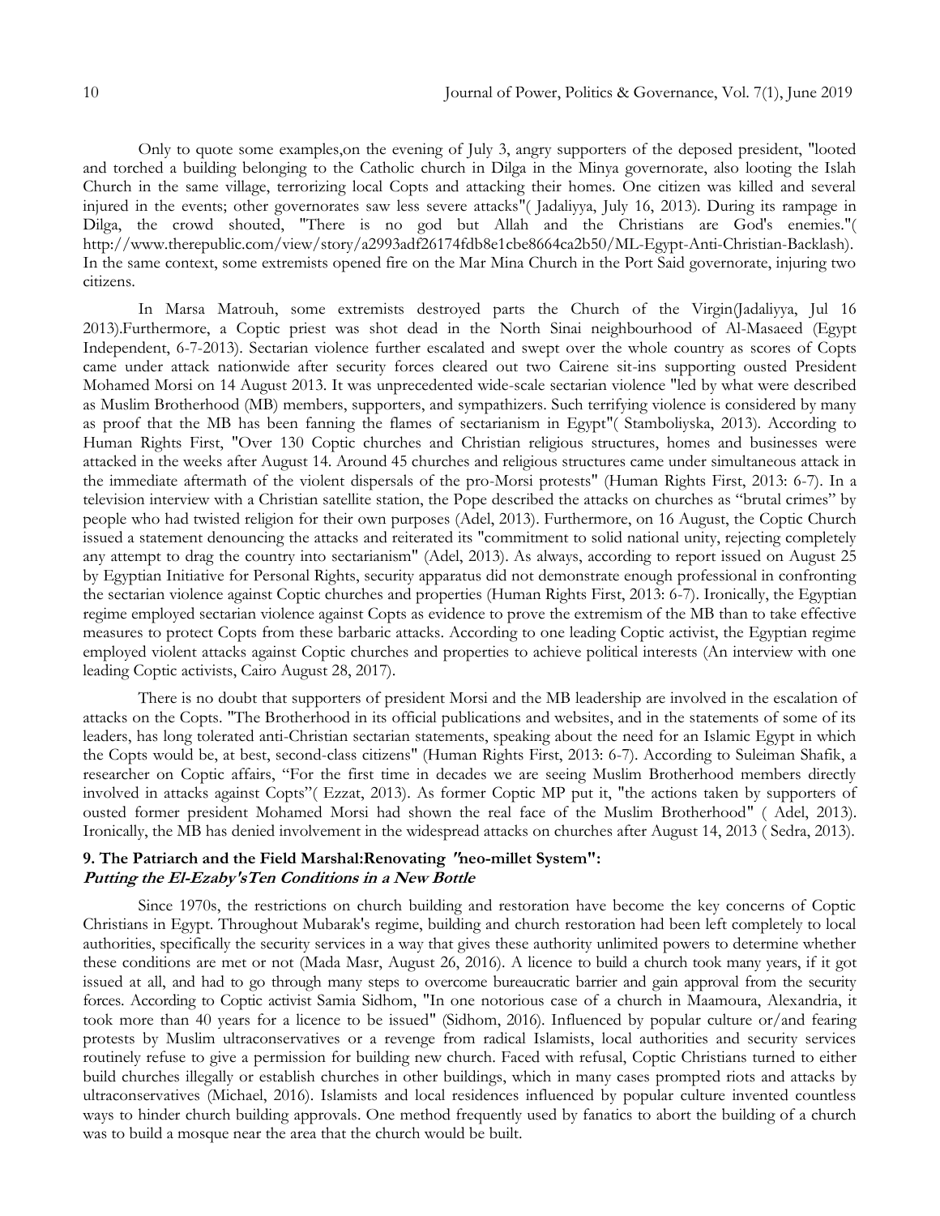Only to quote some examples,on the evening of July 3, angry supporters of the deposed president, "looted and torched a building belonging to the Catholic church in Dilga in the Minya governorate, also looting the Islah Church in the same village, terrorizing local Copts and attacking their homes. One citizen was killed and several injured in the events; other governorates saw less severe attacks"( Jadaliyya, July 16, 2013). During its rampage in Dilga, the crowd shouted, "There is no god but Allah and the Christians are God's enemies."( http://www.therepublic.com/view/story/a2993adf26174fdb8e1cbe8664ca2b50/ML-Egypt-Anti-Christian-Backlash). In the same context, some extremists opened fire on the Mar Mina Church in the Port Said governorate, injuring two citizens.

In Marsa Matrouh, some extremists destroyed parts the Church of the Virgin(Jadaliyya, Jul 16 2013).Furthermore, a Coptic priest was shot dead in the North Sinai neighbourhood of Al-Masaeed (Egypt Independent, 6-7-2013). Sectarian violence further escalated and swept over the whole country as scores of Copts came under attack nationwide after security forces cleared out two Cairene sit-ins supporting ousted President Mohamed Morsi on 14 August 2013. It was unprecedented wide-scale sectarian violence "led by what were described as Muslim Brotherhood (MB) members, supporters, and sympathizers. Such terrifying violence is considered by many as proof that the MB has been fanning the flames of sectarianism in Egypt"( Stamboliyska, 2013). According to Human Rights First, "Over 130 Coptic churches and Christian religious structures, homes and businesses were attacked in the weeks after August 14. Around 45 churches and religious structures came under simultaneous attack in the immediate aftermath of the violent dispersals of the pro-Morsi protests" (Human Rights First, 2013: 6-7). In a television interview with a Christian satellite station, the Pope described the attacks on churches as "brutal crimes" by people who had twisted religion for their own purposes (Adel, 2013). Furthermore, on 16 August, the Coptic Church issued a statement denouncing the attacks and reiterated its "commitment to solid national unity, rejecting completely any attempt to drag the country into sectarianism" (Adel, 2013). As always, according to report issued on August 25 by Egyptian Initiative for Personal Rights, security apparatus did not demonstrate enough professional in confronting the sectarian violence against Coptic churches and properties (Human Rights First, 2013: 6-7). Ironically, the Egyptian regime employed sectarian violence against Copts as evidence to prove the extremism of the MB than to take effective measures to protect Copts from these barbaric attacks. According to one leading Coptic activist, the Egyptian regime employed violent attacks against Coptic churches and properties to achieve political interests (An interview with one leading Coptic activists, Cairo August 28, 2017).

There is no doubt that supporters of president Morsi and the MB leadership are involved in the escalation of attacks on the Copts. "The Brotherhood in its official publications and websites, and in the statements of some of its leaders, has long tolerated anti-Christian sectarian statements, speaking about the need for an Islamic Egypt in which the Copts would be, at best, second-class citizens" (Human Rights First, 2013: 6-7). According to Suleiman Shafik, a researcher on Coptic affairs, "For the first time in decades we are seeing Muslim Brotherhood members directly involved in attacks against Copts"( Ezzat, 2013). As former Coptic MP put it, "the actions taken by supporters of ousted former president Mohamed Morsi had shown the real face of the Muslim Brotherhood" ( Adel, 2013). Ironically, the MB has denied involvement in the widespread attacks on churches after August 14, 2013 ( Sedra, 2013).

## 9. The Patriarch and the Field Marshal:Renovating "neo-millet System": *Putting the El-Ezaby'sTen Conditions in a New Bottle*

Since 1970s, the restrictions on church building and restoration have become the key concerns of Coptic Christians in Egypt. Throughout Mubarak's regime, building and church restoration had been left completely to local authorities, specifically the security services in a way that gives these authority unlimited powers to determine whether these conditions are met or not (Mada Masr, August 26, 2016). A licence to build a church took many years, if it got issued at all, and had to go through many steps to overcome bureaucratic barrier and gain approval from the security forces. According to Coptic activist Samia Sidhom, "In one notorious case of a church in Maamoura, Alexandria, it took more than 40 years for a licence to be issued" (Sidhom, 2016). Influenced by popular culture or/and fearing protests by Muslim ultraconservatives or a revenge from radical Islamists, local authorities and security services routinely refuse to give a permission for building new church. Faced with refusal, Coptic Christians turned to either build churches illegally or establish churches in other buildings, which in many cases prompted riots and attacks by ultraconservatives (Michael, 2016). Islamists and local residences influenced by popular culture invented countless ways to hinder church building approvals. One method frequently used by fanatics to abort the building of a church was to build a mosque near the area that the church would be built.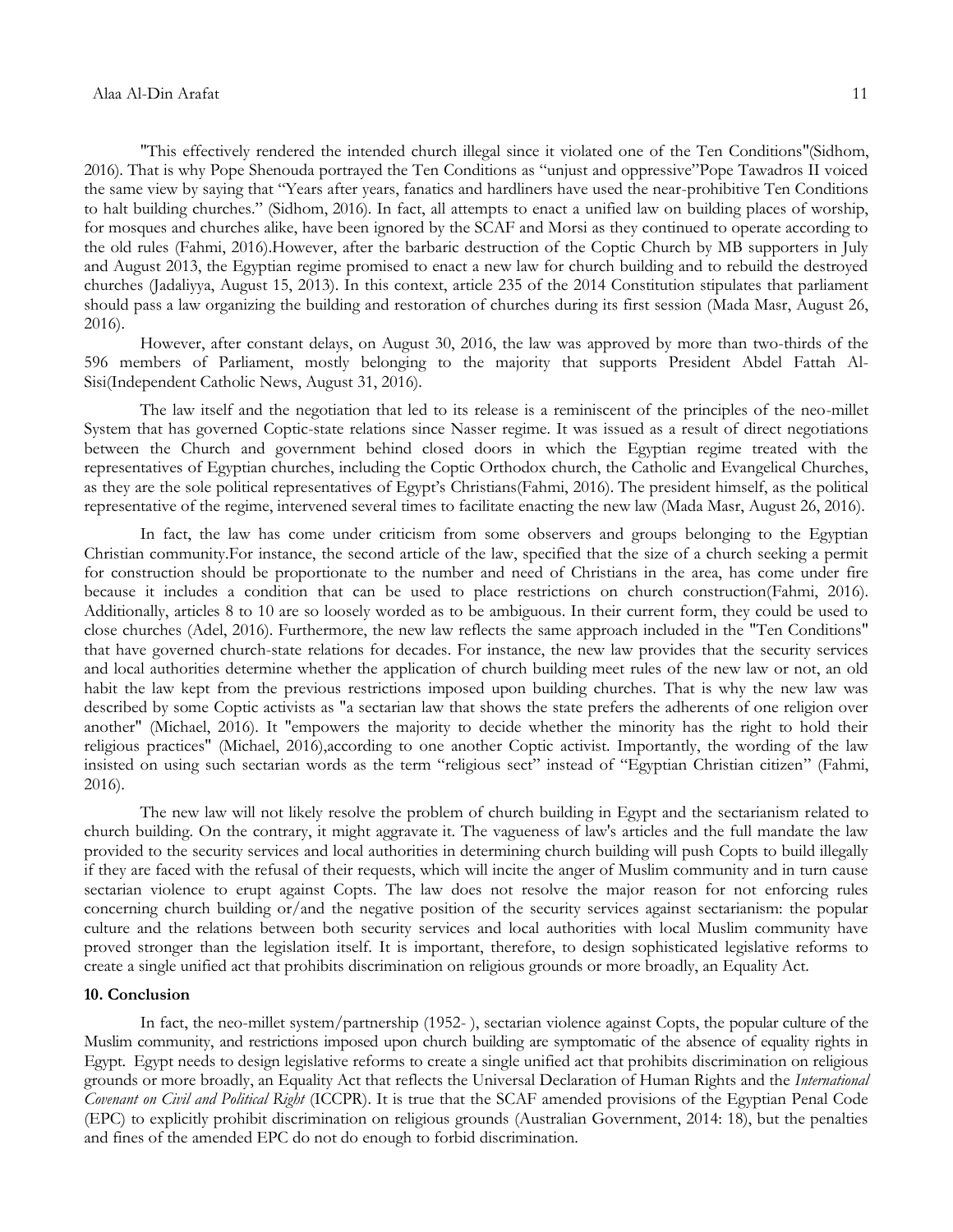"This effectively rendered the intended church illegal since it violated one of the Ten Conditions"(Sidhom, 2016). That is why Pope Shenouda portrayed the Ten Conditions as "unjust and oppressive"Pope Tawadros II voiced the same view by saying that "Years after years, fanatics and hardliners have used the near-prohibitive Ten Conditions to halt building churches." (Sidhom, 2016). In fact, all attempts to enact a unified law on building places of worship, for mosques and churches alike, have been ignored by the SCAF and Morsi as they continued to operate according to the old rules (Fahmi, 2016).However, after the barbaric destruction of the Coptic Church by MB supporters in July and August 2013, the Egyptian regime promised to enact a new law for church building and to rebuild the destroyed churches (Jadaliyya, August 15, 2013). In this context, article 235 of the 2014 Constitution stipulates that parliament should pass a law organizing the building and restoration of churches during its first session (Mada Masr, August 26, 2016).

However, after constant delays, on August 30, 2016, the law was approved by more than two-thirds of the 596 members of Parliament, mostly belonging to the majority that supports President Abdel Fattah Al-Sisi(Independent Catholic News, August 31, 2016).

The law itself and the negotiation that led to its release is a reminiscent of the principles of the neo-millet System that has governed Coptic-state relations since Nasser regime. It was issued as a result of direct negotiations between the Church and government behind closed doors in which the Egyptian regime treated with the representatives of Egyptian churches, including the Coptic Orthodox church, the Catholic and Evangelical Churches, as they are the sole political representatives of Egypt's Christians(Fahmi, 2016). The president himself, as the political representative of the regime, intervened several times to facilitate enacting the new law (Mada Masr, August 26, 2016).

In fact, the law has come under criticism from some observers and groups belonging to the Egyptian Christian community.For instance, the second article of the law, specified that the size of a church seeking a permit for construction should be proportionate to the number and need of Christians in the area, has come under fire because it includes a condition that can be used to place restrictions on church construction(Fahmi, 2016). Additionally, articles 8 to 10 are so loosely worded as to be ambiguous. In their current form, they could be used to close churches (Adel, 2016). Furthermore, the new law reflects the same approach included in the "Ten Conditions" that have governed church-state relations for decades. For instance, the new law provides that the security services and local authorities determine whether the application of church building meet rules of the new law or not, an old habit the law kept from the previous restrictions imposed upon building churches. That is why the new law was described by some Coptic activists as "a sectarian law that shows the state prefers the adherents of one religion over another" (Michael, 2016). It "empowers the majority to decide whether the minority has the right to hold their religious practices" (Michael, 2016),according to one another Coptic activist. Importantly, the wording of the law insisted on using such sectarian words as the term "religious sect" instead of "Egyptian Christian citizen" (Fahmi, 2016).

The new law will not likely resolve the problem of church building in Egypt and the sectarianism related to church building. On the contrary, it might aggravate it. The vagueness of law's articles and the full mandate the law provided to the security services and local authorities in determining church building will push Copts to build illegally if they are faced with the refusal of their requests, which will incite the anger of Muslim community and in turn cause sectarian violence to erupt against Copts. The law does not resolve the major reason for not enforcing rules concerning church building or/and the negative position of the security services against sectarianism: the popular culture and the relations between both security services and local authorities with local Muslim community have proved stronger than the legislation itself. It is important, therefore, to design sophisticated legislative reforms to create a single unified act that prohibits discrimination on religious grounds or more broadly, an Equality Act.

## 10. Conclusion

In fact, the neo-millet system/partnership (1952- ), sectarian violence against Copts, the popular culture of the Muslim community, and restrictions imposed upon church building are symptomatic of the absence of equality rights in Egypt. Egypt needs to design legislative reforms to create a single unified act that prohibits discrimination on religious grounds or more broadly, an Equality Act that reflects the Universal Declaration of Human Rights and the *International Covenant on Civil and Political Right* (ICCPR). It is true that the SCAF amended provisions of the Egyptian Penal Code (EPC) to explicitly prohibit discrimination on religious grounds (Australian Government, 2014: 18), but the penalties and fines of the amended EPC do not do enough to forbid discrimination.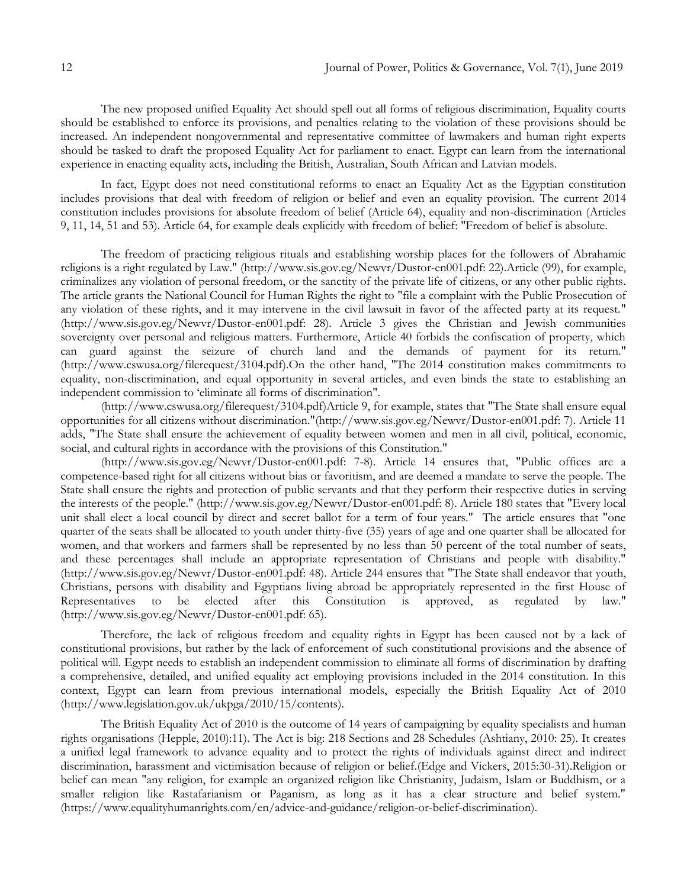The new proposed unified Equality Act should spell out all forms of religious discrimination, Equality courts should be established to enforce its provisions, and penalties relating to the violation of these provisions should be increased. An independent nongovernmental and representative committee of lawmakers and human right experts should be tasked to draft the proposed Equality Act for parliament to enact. Egypt can learn from the international experience in enacting equality acts, including the British, Australian, South African and Latvian models.

In fact, Egypt does not need constitutional reforms to enact an Equality Act as the Egyptian constitution includes provisions that deal with freedom of religion or belief and even an equality provision. The current 2014 constitution includes provisions for absolute freedom of belief (Article 64), equality and non-discrimination (Articles 9, 11, 14, 51 and 53). Article 64, for example deals explicitly with freedom of belief: "Freedom of belief is absolute.

The freedom of practicing religious rituals and establishing worship places for the followers of Abrahamic religions is a right regulated by Law." (http://www.sis.gov.eg/Newvr/Dustor-en001.pdf: 22).Article (99), for example, criminalizes any violation of personal freedom, or the sanctity of the private life of citizens, or any other public rights. The article grants the National Council for Human Rights the right to "file a complaint with the Public Prosecution of any violation of these rights, and it may intervene in the civil lawsuit in favor of the affected party at its request." (http://www.sis.gov.eg/Newvr/Dustor-en001.pdf: 28). Article 3 gives the Christian and Jewish communities sovereignty over personal and religious matters. Furthermore, Article 40 forbids the confiscation of property, which can guard against the seizure of church land and the demands of payment for its return." (http://www.cswusa.org/filerequest/3104.pdf).On the other hand, "The 2014 constitution makes commitments to equality, non-discrimination, and equal opportunity in several articles, and even binds the state to establishing an independent commission to 'eliminate all forms of discrimination".

(http://www.cswusa.org/filerequest/3104.pdf)Article 9, for example, states that "The State shall ensure equal opportunities for all citizens without discrimination."(http://www.sis.gov.eg/Newvr/Dustor-en001.pdf: 7). Article 11 adds, "The State shall ensure the achievement of equality between women and men in all civil, political, economic, social, and cultural rights in accordance with the provisions of this Constitution."

(http://www.sis.gov.eg/Newvr/Dustor-en001.pdf: 7-8). Article 14 ensures that, "Public offices are a competence-based right for all citizens without bias or favoritism, and are deemed a mandate to serve the people. The State shall ensure the rights and protection of public servants and that they perform their respective duties in serving the interests of the people." (http://www.sis.gov.eg/Newvr/Dustor-en001.pdf: 8). Article 180 states that "Every local unit shall elect a local council by direct and secret ballot for a term of four years." The article ensures that "one quarter of the seats shall be allocated to youth under thirty-five (35) years of age and one quarter shall be allocated for women, and that workers and farmers shall be represented by no less than 50 percent of the total number of seats, and these percentages shall include an appropriate representation of Christians and people with disability." (http://www.sis.gov.eg/Newvr/Dustor-en001.pdf: 48). Article 244 ensures that "The State shall endeavor that youth, Christians, persons with disability and Egyptians living abroad be appropriately represented in the first House of Representatives to be elected after this Constitution is approved, as regulated by law." (http://www.sis.gov.eg/Newvr/Dustor-en001.pdf: 65).

Therefore, the lack of religious freedom and equality rights in Egypt has been caused not by a lack of constitutional provisions, but rather by the lack of enforcement of such constitutional provisions and the absence of political will. Egypt needs to establish an independent commission to eliminate all forms of discrimination by drafting a comprehensive, detailed, and unified equality act employing provisions included in the 2014 constitution. In this context, Egypt can learn from previous international models, especially the British Equality Act of 2010 (http://www.legislation.gov.uk/ukpga/2010/15/contents).

The British Equality Act of 2010 is the outcome of 14 years of campaigning by equality specialists and human rights organisations (Hepple, 2010):11). The Act is big: 218 Sections and 28 Schedules (Ashtiany, 2010: 25). It creates a unified legal framework to advance equality and to protect the rights of individuals against direct and indirect discrimination, harassment and victimisation because of religion or belief.(Edge and Vickers, 2015:30-31).Religion or belief can mean "any religion, for example an organized religion like Christianity, Judaism, Islam or Buddhism, or a smaller religion like Rastafarianism or Paganism, as long as it has a clear structure and belief system." (https://www.equalityhumanrights.com/en/advice-and-guidance/religion-or-belief-discrimination).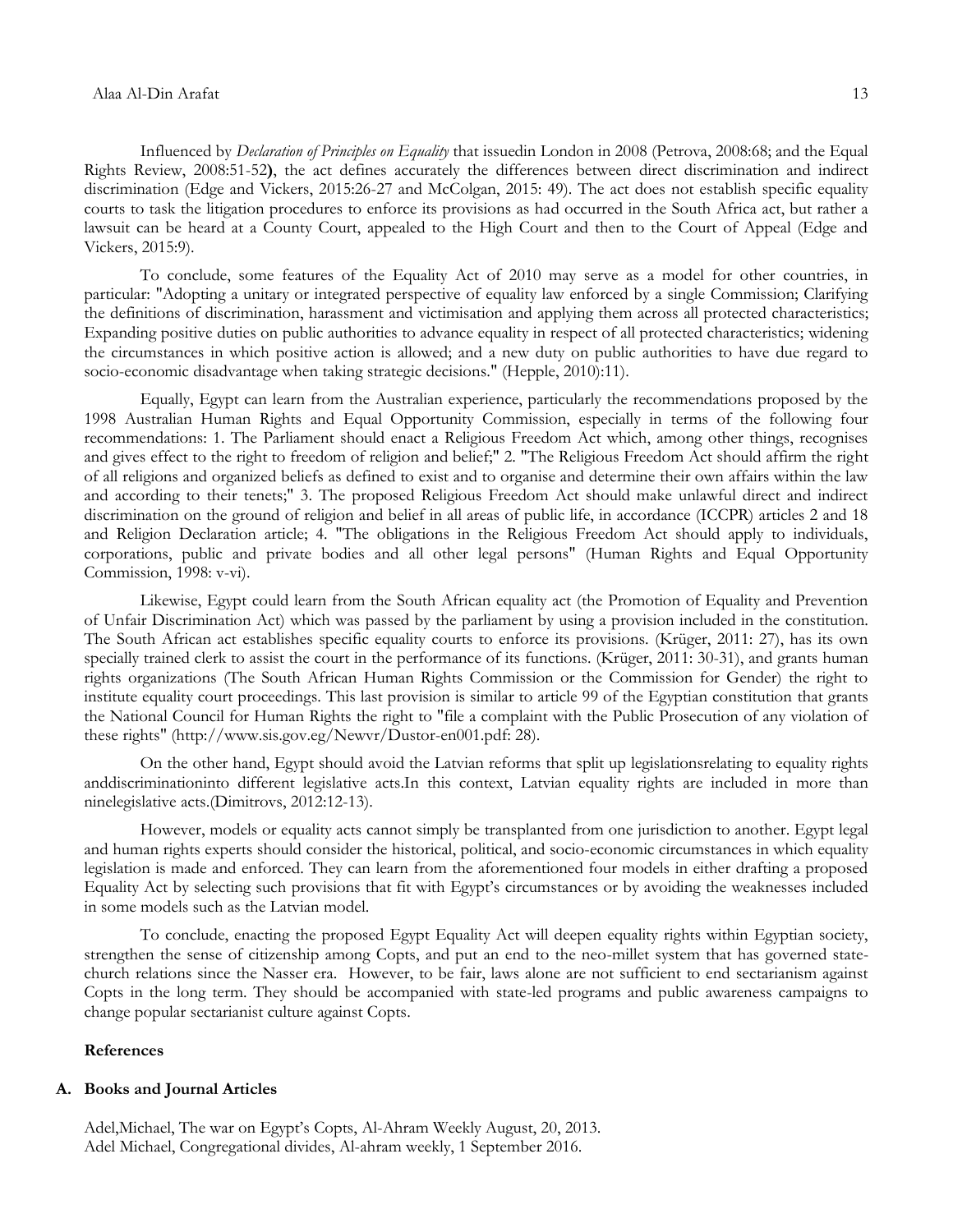Influenced by *Declaration of Principles on Equality* that issuedin London in 2008 (Petrova, 2008:68; and the Equal Rights Review, 2008:51-52**)**, the act defines accurately the differences between direct discrimination and indirect discrimination (Edge and Vickers, 2015:26-27 and McColgan, 2015: 49). The act does not establish specific equality courts to task the litigation procedures to enforce its provisions as had occurred in the South Africa act, but rather a lawsuit can be heard at a County Court, appealed to the High Court and then to the Court of Appeal (Edge and Vickers, 2015:9).

To conclude, some features of the Equality Act of 2010 may serve as a model for other countries, in particular: "Adopting a unitary or integrated perspective of equality law enforced by a single Commission; Clarifying the definitions of discrimination, harassment and victimisation and applying them across all protected characteristics; Expanding positive duties on public authorities to advance equality in respect of all protected characteristics; widening the circumstances in which positive action is allowed; and a new duty on public authorities to have due regard to socio-economic disadvantage when taking strategic decisions." (Hepple, 2010):11).

Equally, Egypt can learn from the Australian experience, particularly the recommendations proposed by the 1998 Australian Human Rights and Equal Opportunity Commission, especially in terms of the following four recommendations: 1. The Parliament should enact a Religious Freedom Act which, among other things, recognises and gives effect to the right to freedom of religion and belief;" 2. "The Religious Freedom Act should affirm the right of all religions and organized beliefs as defined to exist and to organise and determine their own affairs within the law and according to their tenets;" 3. The proposed Religious Freedom Act should make unlawful direct and indirect discrimination on the ground of religion and belief in all areas of public life, in accordance (ICCPR) articles 2 and 18 and Religion Declaration article; 4. "The obligations in the Religious Freedom Act should apply to individuals, corporations, public and private bodies and all other legal persons" (Human Rights and Equal Opportunity Commission, 1998: v-vi).

Likewise, Egypt could learn from the South African equality act (the Promotion of Equality and Prevention of Unfair Discrimination Act) which was passed by the parliament by using a provision included in the constitution. The South African act establishes specific equality courts to enforce its provisions. (Krüger, 2011: 27), has its own specially trained clerk to assist the court in the performance of its functions. (Krüger, 2011: 30-31), and grants human rights organizations (The South African Human Rights Commission or the Commission for Gender) the right to institute equality court proceedings. This last provision is similar to article 99 of the Egyptian constitution that grants the National Council for Human Rights the right to "file a complaint with the Public Prosecution of any violation of these rights" (http://www.sis.gov.eg/Newvr/Dustor-en001.pdf: 28).

On the other hand, Egypt should avoid the Latvian reforms that split up legislationsrelating to equality rights anddiscriminationinto different legislative acts.In this context, Latvian equality rights are included in more than ninelegislative acts.(Dimitrovs, 2012:12-13).

However, models or equality acts cannot simply be transplanted from one jurisdiction to another. Egypt legal and human rights experts should consider the historical, political, and socio-economic circumstances in which equality legislation is made and enforced. They can learn from the aforementioned four models in either drafting a proposed Equality Act by selecting such provisions that fit with Egypt's circumstances or by avoiding the weaknesses included in some models such as the Latvian model.

To conclude, enacting the proposed Egypt Equality Act will deepen equality rights within Egyptian society, strengthen the sense of citizenship among Copts, and put an end to the neo-millet system that has governed state-church relations since the Nasser era. However, to be fair, laws alone are not sufficient to end sectarianism against Copts in the long term. They should be accompanied with state-led programs and public awareness campaigns to change popular sectarianist culture against Copts.

## References

### A. Books and Journal Articles

Adel,Michael, The war on Egypt's Copts, Al-Ahram Weekly August, 20, 2013.
Adel Michael, Congregational divides, Al-ahram weekly, 1 September 2016.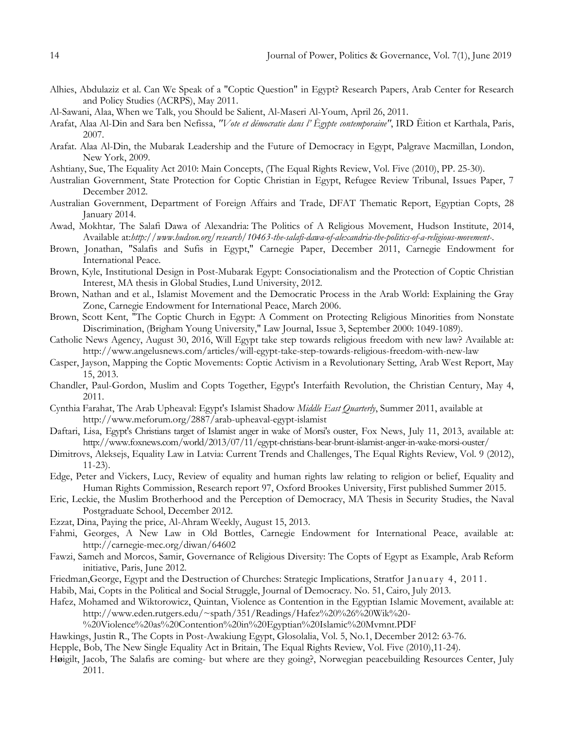Alhies, Abdulaziz et al. Can We Speak of a "Coptic Question" in Egypt? Research Papers, Arab Center for Research and Policy Studies (ACRPS), May 2011.

Al-Sawani, Alaa, When we Talk, you Should be Salient, Al-Maseri Al-Youm, April 26, 2011.

Arafat, Alaa Al-Din and Sara ben Nefissa, *"Vote et démocratie dans l' Égypte contemporaine"*, IRD Ēition et Karthala, Paris, 2007.

Arafat. Alaa Al-Din, the Mubarak Leadership and the Future of Democracy in Egypt, Palgrave Macmillan, London, New York, 2009.

Ashtiany, Sue, The Equality Act 2010: Main Concepts, (The Equal Rights Review, Vol. Five (2010), PP. 25-30).

Australian Government, State Protection for Coptic Christian in Egypt, Refugee Review Tribunal, Issues Paper, 7 December 2012.

Australian Government, Department of Foreign Affairs and Trade, DFAT Thematic Report, Egyptian Copts, 28 January 2014.

Awad, Mokhtar, The Salafi Dawa of Alexandria: The Politics of A Religious Movement, Hudson Institute, 2014, Available at:*http://www.hudson.org/research/10463-the-salafi-dawa-of-alexandria-the-politics-of-a-religious-movement-*.

Brown, Jonathan, "Salafis and Sufis in Egypt," Carnegie Paper, December 2011, Carnegie Endowment for International Peace.

Brown, Kyle, Institutional Design in Post-Mubarak Egypt: Consociationalism and the Protection of Coptic Christian Interest, MA thesis in Global Studies, Lund University, 2012.

Brown, Nathan and et al., Islamist Movement and the Democratic Process in the Arab World: Explaining the Gray Zone, Carnegie Endowment for International Peace, March 2006.

Brown, Scott Kent, "The Coptic Church in Egypt: A Comment on Protecting Religious Minorities from Nonstate Discrimination, (Brigham Young University," Law Journal, Issue 3, September 2000: 1049-1089).

Catholic News Agency, August 30, 2016, Will Egypt take step towards religious freedom with new law? Available at: http://www.angelusnews.com/articles/will-egypt-take-step-towards-religious-freedom-with-new-law

Casper, Jayson, Mapping the Coptic Movements: Coptic Activism in a Revolutionary Setting, Arab West Report, May 15, 2013.

Chandler, Paul-Gordon, Muslim and Copts Together, Egypt's Interfaith Revolution, the Christian Century, May 4, 2011.

Cynthia Farahat, The Arab Upheaval: Egypt's Islamist Shadow *Middle East Quarterly*, Summer 2011, available at http://www.meforum.org/2887/arab-upheaval-egypt-islamist

Daftari, Lisa, Egypt's Christians target of Islamist anger in wake of Morsi's ouster, Fox News, July 11, 2013, available at: http://www.foxnews.com/world/2013/07/11/egypt-christians-bear-brunt-islamist-anger-in-wake-morsi-ouster/

Dimitrovs, Aleksejs, Equality Law in Latvia: Current Trends and Challenges, The Equal Rights Review, Vol. 9 (2012), 11-23).

Edge, Peter and Vickers, Lucy, Review of equality and human rights law relating to religion or belief, Equality and Human Rights Commission, Research report 97, Oxford Brookes University, First published Summer 2015.

Eric, Leckie, the Muslim Brotherhood and the Perception of Democracy, MA Thesis in Security Studies, the Naval Postgraduate School, December 2012.

Ezzat, Dina, Paying the price, Al-Ahram Weekly, August 15, 2013.

Fahmi, Georges, A New Law in Old Bottles, Carnegie Endowment for International Peace, available at: http://carnegie-mec.org/diwan/64602

Fawzi, Sameh and Morcos, Samir, Governance of Religious Diversity: The Copts of Egypt as Example, Arab Reform initiative, Paris, June 2012.

Friedman,George, Egypt and the Destruction of Churches: Strategic Implications, Stratfor January 4, 2011.

Habib, Mai, Copts in the Political and Social Struggle, Journal of Democracy. No. 51, Cairo, July 2013.

Hafez, Mohamed and Wiktorowicz, Quintan, Violence as Contention in the Egyptian Islamic Movement, available at: http://www.eden.rutgers.edu/~spath/351/Readings/Hafez%20%26%20Wik%20-%20Violence%20as%20Contention%20in%20Egyptian%20Islamic%20Mvmnt.PDF

Hawkings, Justin R., The Copts in Post-Awakiung Egypt, Glosolalia, Vol. 5, No.1, December 2012: 63-76.

Hepple, Bob, The New Single Equality Act in Britain, The Equal Rights Review, Vol. Five (2010),11-24).

Høigilt, Jacob, The Salafis are coming- but where are they going?, Norwegian peacebuilding Resources Center, July 2011.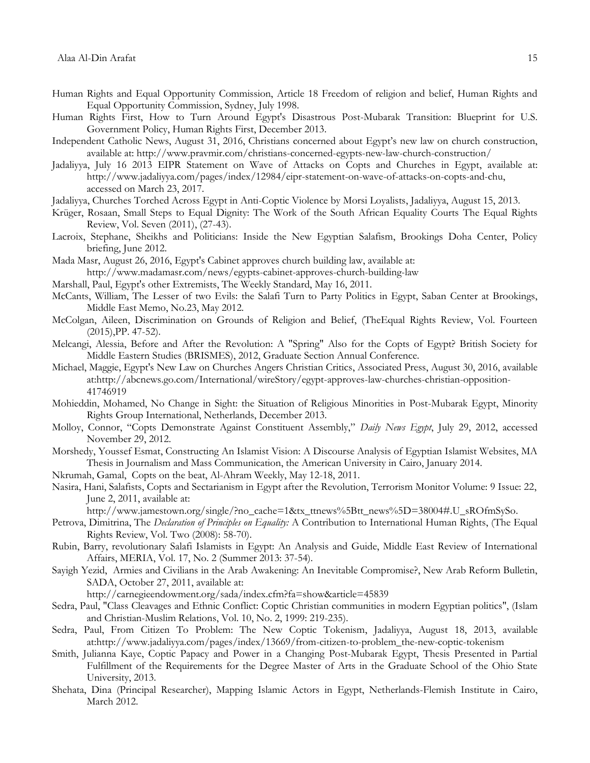Human Rights and Equal Opportunity Commission, Article 18 Freedom of religion and belief, Human Rights and Equal Opportunity Commission, Sydney, July 1998.

Human Rights First, How to Turn Around Egypt's Disastrous Post-Mubarak Transition: Blueprint for U.S. Government Policy, Human Rights First, December 2013.

Independent Catholic News, August 31, 2016, Christians concerned about Egypt's new law on church construction, available at: http://www.pravmir.com/christians-concerned-egypts-new-law-church-construction/

Jadaliyya, July 16 2013 EIPR Statement on Wave of Attacks on Copts and Churches in Egypt, available at: http://www.jadaliyya.com/pages/index/12984/eipr-statement-on-wave-of-attacks-on-copts-and-chu, accessed on March 23, 2017.

Jadaliyya, Churches Torched Across Egypt in Anti-Coptic Violence by Morsi Loyalists, Jadaliyya, August 15, 2013.

Krüger, Rosaan, Small Steps to Equal Dignity: The Work of the South African Equality Courts The Equal Rights Review, Vol. Seven (2011), (27-43).

Lacroix, Stephane, Sheikhs and Politicians: Inside the New Egyptian Salafism, Brookings Doha Center, Policy briefing, June 2012.

Mada Masr, August 26, 2016, Egypt's Cabinet approves church building law, available at: http://www.madamasr.com/news/egypts-cabinet-approves-church-building-law

Marshall, Paul, Egypt's other Extremists, The Weekly Standard, May 16, 2011.

McCants, William, The Lesser of two Evils: the Salafi Turn to Party Politics in Egypt, Saban Center at Brookings, Middle East Memo, No.23, May 2012.

McColgan, Aileen, Discrimination on Grounds of Religion and Belief, (TheEqual Rights Review, Vol. Fourteen (2015),PP. 47-52).

Melcangi, Alessia, Before and After the Revolution: A "Spring" Also for the Copts of Egypt? British Society for Middle Eastern Studies (BRISMES), 2012, Graduate Section Annual Conference.

Michael, Maggie, Egypt's New Law on Churches Angers Christian Critics, Associated Press, August 30, 2016, available at:http://abcnews.go.com/International/wireStory/egypt-approves-law-churches-christian-opposition-41746919

Mohieddin, Mohamed, No Change in Sight: the Situation of Religious Minorities in Post-Mubarak Egypt, Minority Rights Group International, Netherlands, December 2013.

Molloy, Connor, "Copts Demonstrate Against Constituent Assembly," *Daily News Egypt*, July 29, 2012, accessed November 29, 2012.

Morshedy, Youssef Esmat, Constructing An Islamist Vision: A Discourse Analysis of Egyptian Islamist Websites, MA Thesis in Journalism and Mass Communication, the American University in Cairo, January 2014.

Nkrumah, Gamal, Copts on the beat, Al-Ahram Weekly, May 12-18, 2011.

Nasira, Hani, Salafists, Copts and Sectarianism in Egypt after the Revolution, Terrorism Monitor Volume: 9 Issue: 22, June 2, 2011, available at: http://www.jamestown.org/single/?no_cache=1&tx_ttnews%5Btt_news%5D=38004#.U_sROfmSySo.

Petrova, Dimitrina, The *Declaration of Principles on Equality:* A Contribution to International Human Rights, (The Equal Rights Review, Vol. Two (2008): 58-70).

Rubin, Barry, revolutionary Salafi Islamists in Egypt: An Analysis and Guide, Middle East Review of International Affairs, MERIA, Vol. 17, No. 2 (Summer 2013: 37-54).

Sayigh Yezid, Armies and Civilians in the Arab Awakening: An Inevitable Compromise?, New Arab Reform Bulletin, SADA, October 27, 2011, available at: http://carnegieendowment.org/sada/index.cfm?fa=show&article=45839

Sedra, Paul, "Class Cleavages and Ethnic Conflict: Coptic Christian communities in modern Egyptian politics", (Islam and Christian-Muslim Relations, Vol. 10, No. 2, 1999: 219-235).

Sedra, Paul, From Citizen To Problem: The New Coptic Tokenism, Jadaliyya, August 18, 2013, available at:http://www.jadaliyya.com/pages/index/13669/from-citizen-to-problem_the-new-coptic-tokenism

Smith, Julianna Kaye, Coptic Papacy and Power in a Changing Post-Mubarak Egypt, Thesis Presented in Partial Fulfillment of the Requirements for the Degree Master of Arts in the Graduate School of the Ohio State University, 2013.

Shehata, Dina (Principal Researcher), Mapping Islamic Actors in Egypt, Netherlands-Flemish Institute in Cairo, March 2012.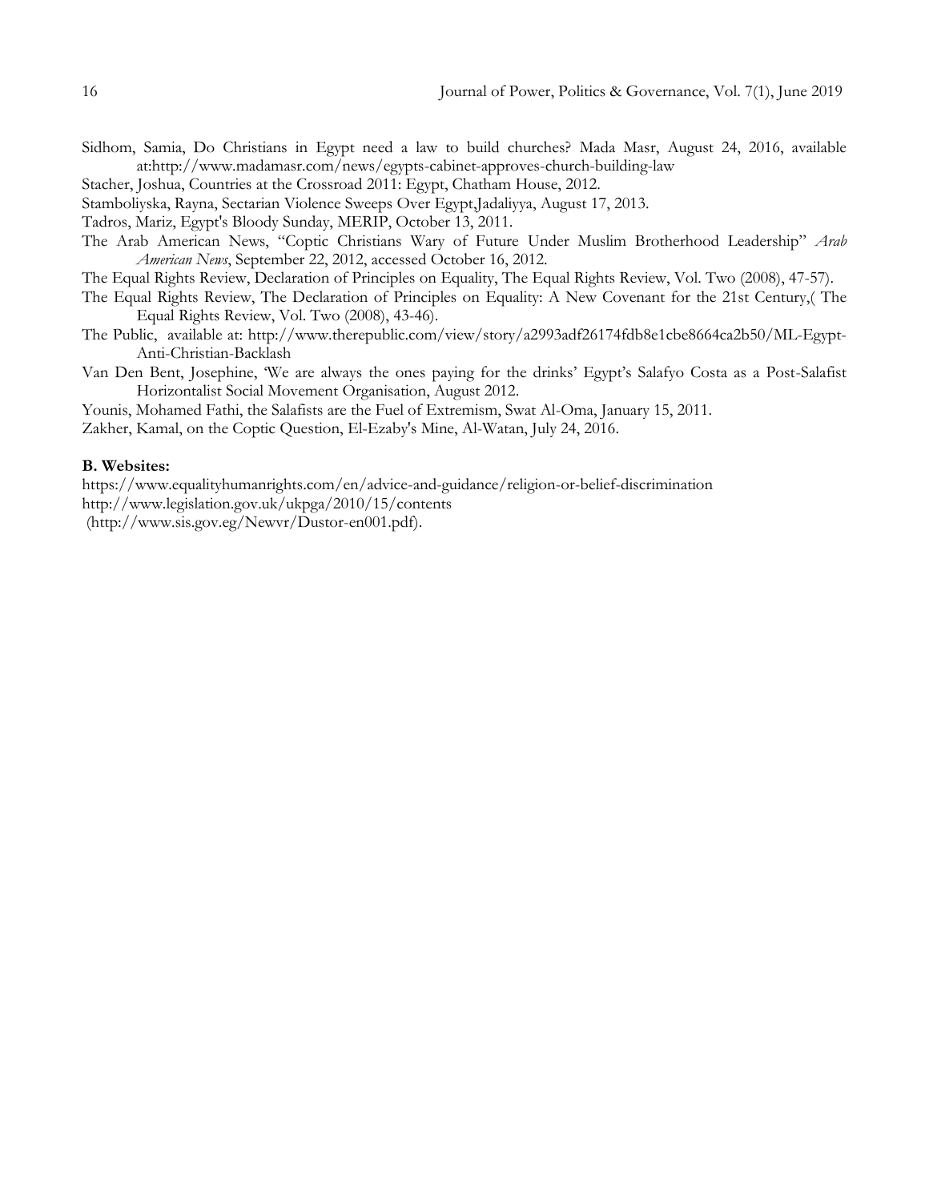Sidhom, Samia, Do Christians in Egypt need a law to build churches? Mada Masr, August 24, 2016, available at:http://www.madamasr.com/news/egypts-cabinet-approves-church-building-law

Stacher, Joshua, Countries at the Crossroad 2011: Egypt, Chatham House, 2012.

Stamboliyska, Rayna, Sectarian Violence Sweeps Over Egypt,Jadaliyya, August 17, 2013.

Tadros, Mariz, Egypt's Bloody Sunday, MERIP, October 13, 2011.

The Arab American News, "Coptic Christians Wary of Future Under Muslim Brotherhood Leadership" *Arab American News*, September 22, 2012, accessed October 16, 2012.

The Equal Rights Review, Declaration of Principles on Equality, The Equal Rights Review, Vol. Two (2008), 47-57).

The Equal Rights Review, The Declaration of Principles on Equality: A New Covenant for the 21st Century,( The Equal Rights Review, Vol. Two (2008), 43-46).

The Public, available at: http://www.therepublic.com/view/story/a2993adf26174fdb8e1cbe8664ca2b50/ML-Egypt-Anti-Christian-Backlash

Van Den Bent, Josephine, 'We are always the ones paying for the drinks' Egypt's Salafyo Costa as a Post-Salafist Horizontalist Social Movement Organisation, August 2012.

Younis, Mohamed Fathi, the Salafists are the Fuel of Extremism, Swat Al-Oma, January 15, 2011.

Zakher, Kamal, on the Coptic Question, El-Ezaby's Mine, Al-Watan, July 24, 2016.

**B. Websites:**

https://www.equalityhumanrights.com/en/advice-and-guidance/religion-or-belief-discrimination

http://www.legislation.gov.uk/ukpga/2010/15/contents

(http://www.sis.gov.eg/Newvr/Dustor-en001.pdf).